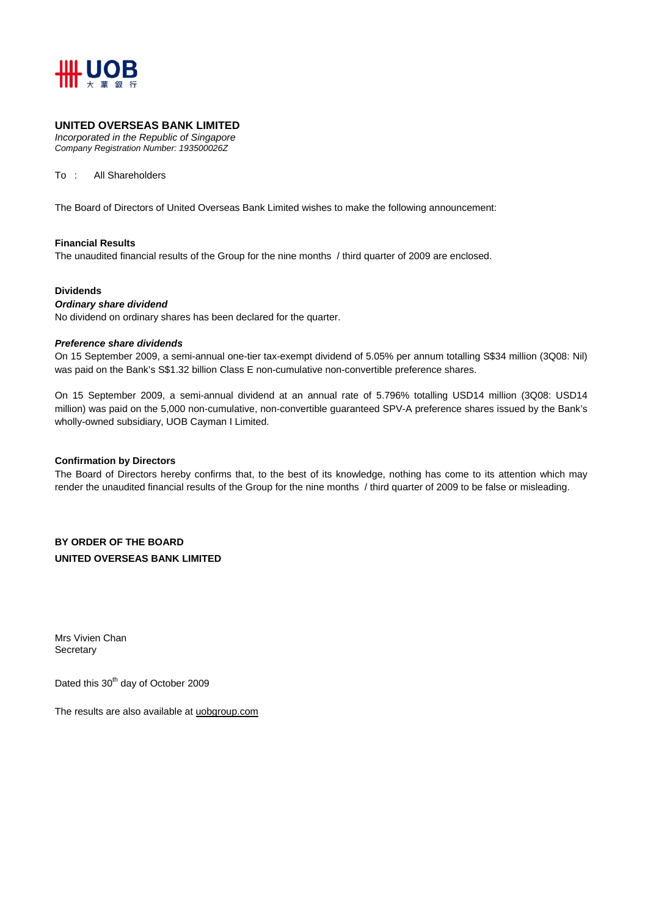UOB 大華銀行

**UNITED OVERSEAS BANK LIMITED**
*Incorporated in the Republic of Singapore*
*Company Registration Number: 193500026Z*

To : All Shareholders

The Board of Directors of United Overseas Bank Limited wishes to make the following announcement:

**Financial Results**
The unaudited financial results of the Group for the nine months / third quarter of 2009 are enclosed.

**Dividends**
***Ordinary share dividend***
No dividend on ordinary shares has been declared for the quarter.

***Preference share dividends***
On 15 September 2009, a semi-annual one-tier tax-exempt dividend of 5.05% per annum totalling S$34 million (3Q08: Nil) was paid on the Bank's S$1.32 billion Class E non-cumulative non-convertible preference shares.

On 15 September 2009, a semi-annual dividend at an annual rate of 5.796% totalling USD14 million (3Q08: USD14 million) was paid on the 5,000 non-cumulative, non-convertible guaranteed SPV-A preference shares issued by the Bank's wholly-owned subsidiary, UOB Cayman I Limited.

**Confirmation by Directors**
The Board of Directors hereby confirms that, to the best of its knowledge, nothing has come to its attention which may render the unaudited financial results of the Group for the nine months / third quarter of 2009 to be false or misleading.

**BY ORDER OF THE BOARD**
**UNITED OVERSEAS BANK LIMITED**

Mrs Vivien Chan
Secretary

Dated this 30th day of October 2009

The results are also available at uobgroup.com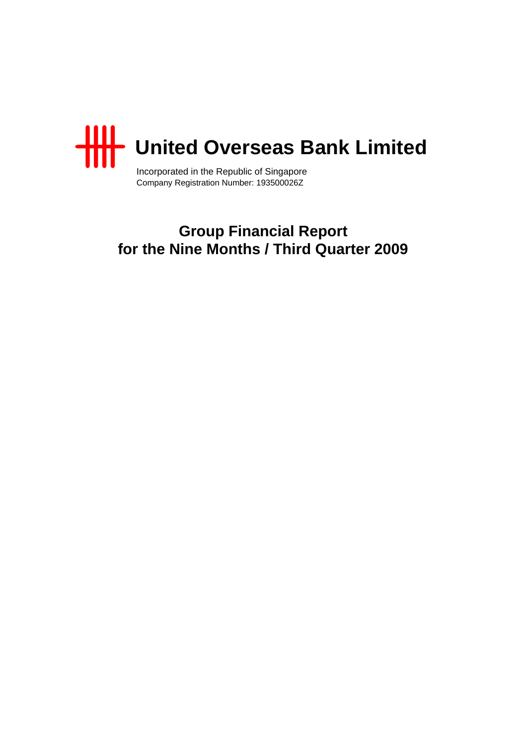# United Overseas Bank Limited

Incorporated in the Republic of Singapore
Company Registration Number: 193500026Z

## Group Financial Report
## for the Nine Months / Third Quarter 2009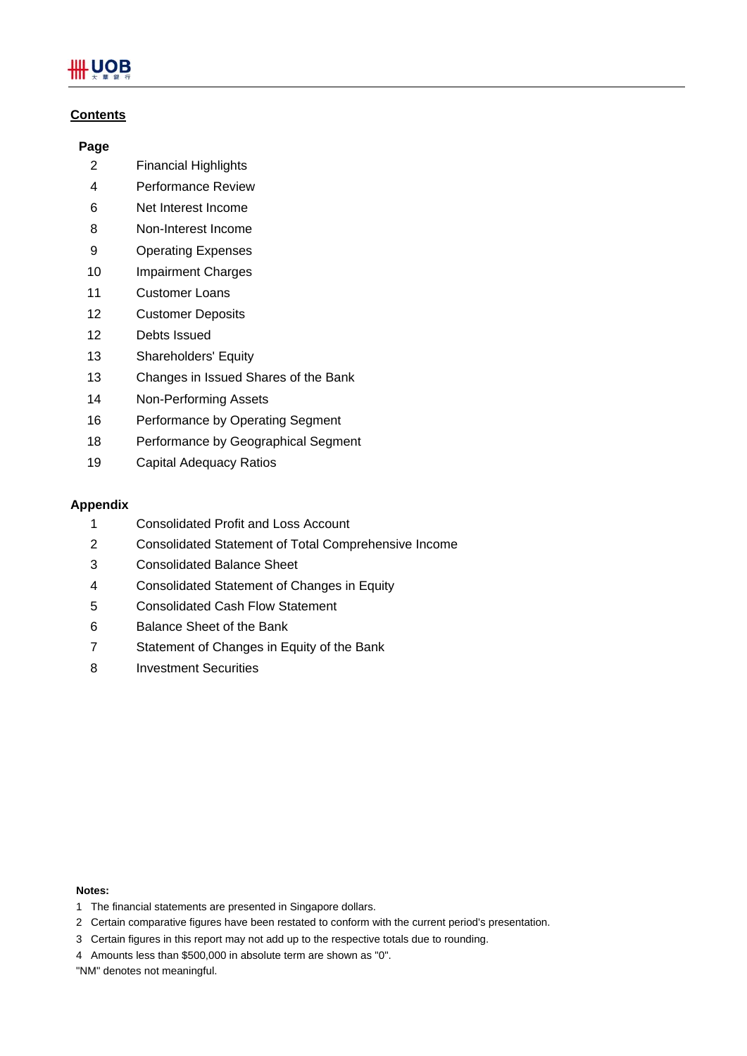## Contents

| Page | |
|---|---|
| 2 | Financial Highlights |
| 4 | Performance Review |
| 6 | Net Interest Income |
| 8 | Non-Interest Income |
| 9 | Operating Expenses |
| 10 | Impairment Charges |
| 11 | Customer Loans |
| 12 | Customer Deposits |
| 12 | Debts Issued |
| 13 | Shareholders' Equity |
| 13 | Changes in Issued Shares of the Bank |
| 14 | Non-Performing Assets |
| 16 | Performance by Operating Segment |
| 18 | Performance by Geographical Segment |
| 19 | Capital Adequacy Ratios |

**Appendix**

| | |
|---|---|
| 1 | Consolidated Profit and Loss Account |
| 2 | Consolidated Statement of Total Comprehensive Income |
| 3 | Consolidated Balance Sheet |
| 4 | Consolidated Statement of Changes in Equity |
| 5 | Consolidated Cash Flow Statement |
| 6 | Balance Sheet of the Bank |
| 7 | Statement of Changes in Equity of the Bank |
| 8 | Investment Securities |

**Notes:**

1 The financial statements are presented in Singapore dollars.

2 Certain comparative figures have been restated to conform with the current period's presentation.

3 Certain figures in this report may not add up to the respective totals due to rounding.

4 Amounts less than $500,000 in absolute term are shown as "0".

"NM" denotes not meaningful.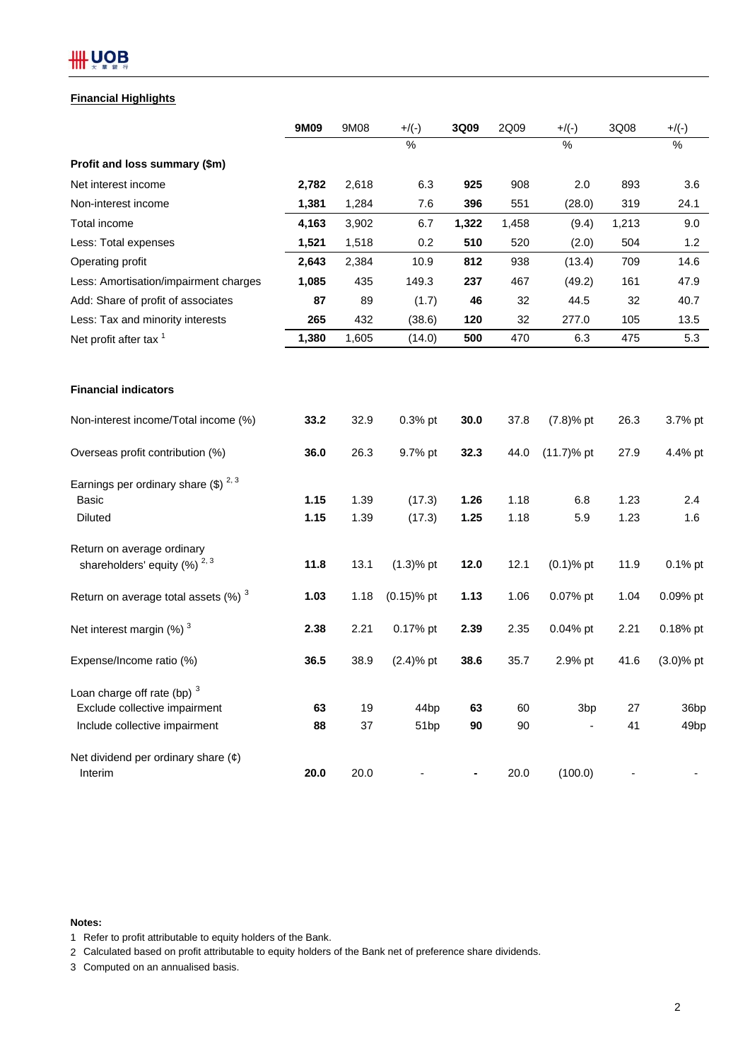## Financial Highlights

| | 9M09 | 9M08 | +/(-) | 3Q09 | 2Q09 | +/(-) | 3Q08 | +/(-) |
|---|---|---|---|---|---|---|---|---|
| | | | % | | | % | | % |
| **Profit and loss summary ($m)** | | | | | | | | |
| Net interest income | **2,782** | 2,618 | 6.3 | **925** | 908 | 2.0 | 893 | 3.6 |
| Non-interest income | **1,381** | 1,284 | 7.6 | **396** | 551 | (28.0) | 319 | 24.1 |
| Total income | **4,163** | 3,902 | 6.7 | **1,322** | 1,458 | (9.4) | 1,213 | 9.0 |
| Less: Total expenses | **1,521** | 1,518 | 0.2 | **510** | 520 | (2.0) | 504 | 1.2 |
| Operating profit | **2,643** | 2,384 | 10.9 | **812** | 938 | (13.4) | 709 | 14.6 |
| Less: Amortisation/impairment charges | **1,085** | 435 | 149.3 | **237** | 467 | (49.2) | 161 | 47.9 |
| Add: Share of profit of associates | **87** | 89 | (1.7) | **46** | 32 | 44.5 | 32 | 40.7 |
| Less: Tax and minority interests | **265** | 432 | (38.6) | **120** | 32 | 277.0 | 105 | 13.5 |
| Net profit after tax [1] | **1,380** | 1,605 | (14.0) | **500** | 470 | 6.3 | 475 | 5.3 |
| | | | | | | | | |
| **Financial indicators** | | | | | | | | |
| Non-interest income/Total income (%) | **33.2** | 32.9 | 0.3% pt | **30.0** | 37.8 | (7.8)% pt | 26.3 | 3.7% pt |
| Overseas profit contribution (%) | **36.0** | 26.3 | 9.7% pt | **32.3** | 44.0 | (11.7)% pt | 27.9 | 4.4% pt |
| Earnings per ordinary share ($) [2, 3] | | | | | | | | |
| Basic | **1.15** | 1.39 | (17.3) | **1.26** | 1.18 | 6.8 | 1.23 | 2.4 |
| Diluted | **1.15** | 1.39 | (17.3) | **1.25** | 1.18 | 5.9 | 1.23 | 1.6 |
| Return on average ordinary shareholders' equity (%) [2, 3] | **11.8** | 13.1 | (1.3)% pt | **12.0** | 12.1 | (0.1)% pt | 11.9 | 0.1% pt |
| Return on average total assets (%) [3] | **1.03** | 1.18 | (0.15)% pt | **1.13** | 1.06 | 0.07% pt | 1.04 | 0.09% pt |
| Net interest margin (%) [3] | **2.38** | 2.21 | 0.17% pt | **2.39** | 2.35 | 0.04% pt | 2.21 | 0.18% pt |
| Expense/Income ratio (%) | **36.5** | 38.9 | (2.4)% pt | **38.6** | 35.7 | 2.9% pt | 41.6 | (3.0)% pt |
| Loan charge off rate (bp) [3] | | | | | | | | |
| Exclude collective impairment | **63** | 19 | 44bp | **63** | 60 | 3bp | 27 | 36bp |
| Include collective impairment | **88** | 37 | 51bp | **90** | 90 | - | 41 | 49bp |
| Net dividend per ordinary share (¢) | | | | | | | | |
| Interim | **20.0** | 20.0 | - | **-** | 20.0 | (100.0) | - | - |

**Notes:**

1 Refer to profit attributable to equity holders of the Bank.

2 Calculated based on profit attributable to equity holders of the Bank net of preference share dividends.

3 Computed on an annualised basis.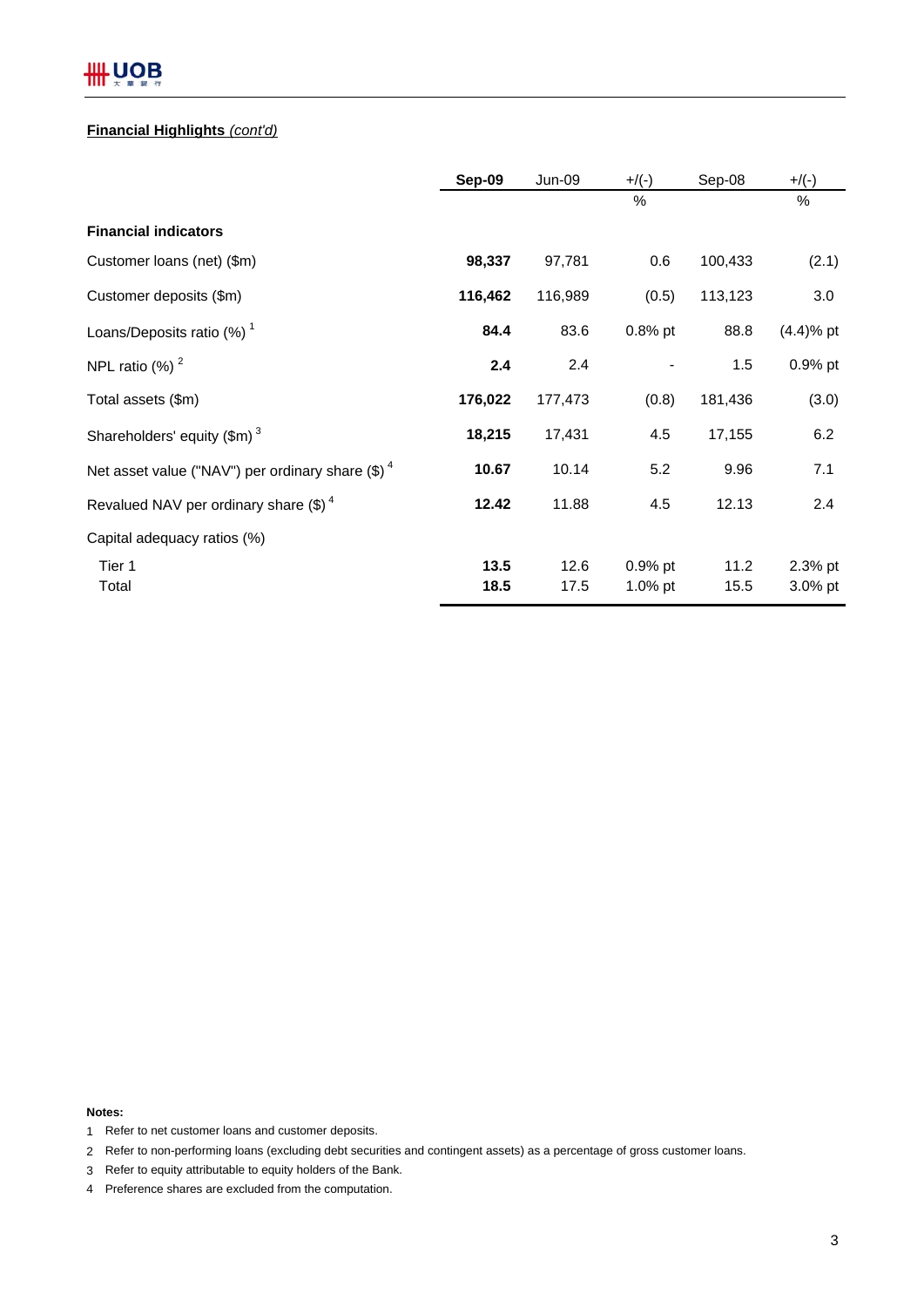**Financial Highlights** *(cont'd)*

| | **Sep-09** | Jun-09 | +/(-) | Sep-08 | +/(-) |
|---|---|---|---|---|---|
| | | | % | | % |
| **Financial indicators** | | | | | |
| Customer loans (net) ($m) | **98,337** | 97,781 | 0.6 | 100,433 | (2.1) |
| Customer deposits ($m) | **116,462** | 116,989 | (0.5) | 113,123 | 3.0 |
| Loans/Deposits ratio (%) [1] | **84.4** | 83.6 | 0.8% pt | 88.8 | (4.4)% pt |
| NPL ratio (%) [2] | **2.4** | 2.4 | - | 1.5 | 0.9% pt |
| Total assets ($m) | **176,022** | 177,473 | (0.8) | 181,436 | (3.0) |
| Shareholders' equity ($m) [3] | **18,215** | 17,431 | 4.5 | 17,155 | 6.2 |
| Net asset value ("NAV") per ordinary share ($) [4] | **10.67** | 10.14 | 5.2 | 9.96 | 7.1 |
| Revalued NAV per ordinary share ($) [4] | **12.42** | 11.88 | 4.5 | 12.13 | 2.4 |
| Capital adequacy ratios (%) | | | | | |
| Tier 1 | **13.5** | 12.6 | 0.9% pt | 11.2 | 2.3% pt |
| Total | **18.5** | 17.5 | 1.0% pt | 15.5 | 3.0% pt |

**Notes:**

1. Refer to net customer loans and customer deposits.
2. Refer to non-performing loans (excluding debt securities and contingent assets) as a percentage of gross customer loans.
3. Refer to equity attributable to equity holders of the Bank.
4. Preference shares are excluded from the computation.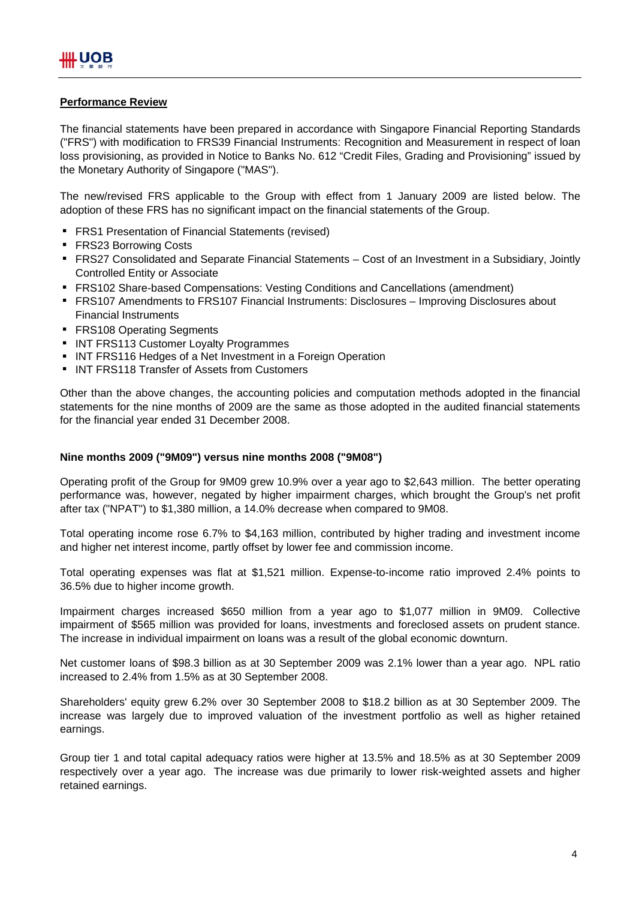## Performance Review

The financial statements have been prepared in accordance with Singapore Financial Reporting Standards ("FRS") with modification to FRS39 Financial Instruments: Recognition and Measurement in respect of loan loss provisioning, as provided in Notice to Banks No. 612 "Credit Files, Grading and Provisioning" issued by the Monetary Authority of Singapore ("MAS").

The new/revised FRS applicable to the Group with effect from 1 January 2009 are listed below. The adoption of these FRS has no significant impact on the financial statements of the Group.

- FRS1 Presentation of Financial Statements (revised)
- FRS23 Borrowing Costs
- FRS27 Consolidated and Separate Financial Statements – Cost of an Investment in a Subsidiary, Jointly Controlled Entity or Associate
- FRS102 Share-based Compensations: Vesting Conditions and Cancellations (amendment)
- FRS107 Amendments to FRS107 Financial Instruments: Disclosures – Improving Disclosures about Financial Instruments
- FRS108 Operating Segments
- INT FRS113 Customer Loyalty Programmes
- INT FRS116 Hedges of a Net Investment in a Foreign Operation
- INT FRS118 Transfer of Assets from Customers

Other than the above changes, the accounting policies and computation methods adopted in the financial statements for the nine months of 2009 are the same as those adopted in the audited financial statements for the financial year ended 31 December 2008.

### Nine months 2009 ("9M09") versus nine months 2008 ("9M08")

Operating profit of the Group for 9M09 grew 10.9% over a year ago to $2,643 million. The better operating performance was, however, negated by higher impairment charges, which brought the Group's net profit after tax ("NPAT") to $1,380 million, a 14.0% decrease when compared to 9M08.

Total operating income rose 6.7% to $4,163 million, contributed by higher trading and investment income and higher net interest income, partly offset by lower fee and commission income.

Total operating expenses was flat at $1,521 million. Expense-to-income ratio improved 2.4% points to 36.5% due to higher income growth.

Impairment charges increased $650 million from a year ago to $1,077 million in 9M09. Collective impairment of $565 million was provided for loans, investments and foreclosed assets on prudent stance. The increase in individual impairment on loans was a result of the global economic downturn.

Net customer loans of $98.3 billion as at 30 September 2009 was 2.1% lower than a year ago. NPL ratio increased to 2.4% from 1.5% as at 30 September 2008.

Shareholders' equity grew 6.2% over 30 September 2008 to $18.2 billion as at 30 September 2009. The increase was largely due to improved valuation of the investment portfolio as well as higher retained earnings.

Group tier 1 and total capital adequacy ratios were higher at 13.5% and 18.5% as at 30 September 2009 respectively over a year ago. The increase was due primarily to lower risk-weighted assets and higher retained earnings.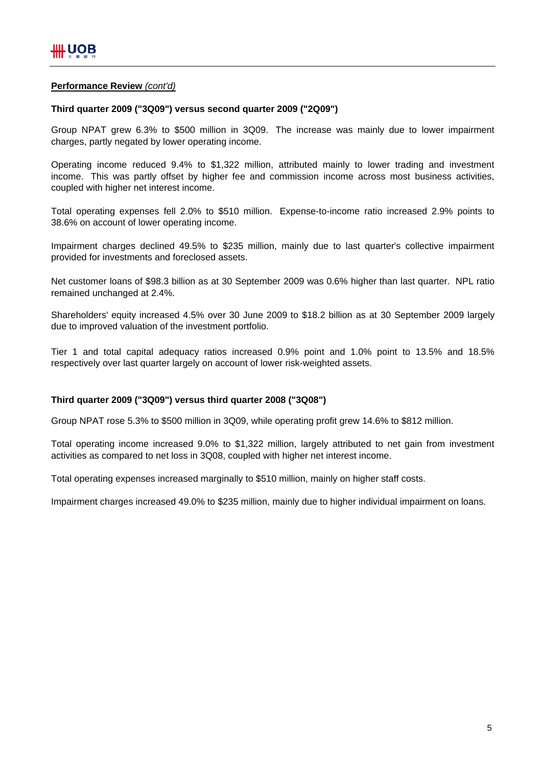**Performance Review** *(cont'd)*

**Third quarter 2009 ("3Q09") versus second quarter 2009 ("2Q09")**

Group NPAT grew 6.3% to $500 million in 3Q09. The increase was mainly due to lower impairment charges, partly negated by lower operating income.

Operating income reduced 9.4% to $1,322 million, attributed mainly to lower trading and investment income. This was partly offset by higher fee and commission income across most business activities, coupled with higher net interest income.

Total operating expenses fell 2.0% to $510 million. Expense-to-income ratio increased 2.9% points to 38.6% on account of lower operating income.

Impairment charges declined 49.5% to $235 million, mainly due to last quarter's collective impairment provided for investments and foreclosed assets.

Net customer loans of $98.3 billion as at 30 September 2009 was 0.6% higher than last quarter. NPL ratio remained unchanged at 2.4%.

Shareholders' equity increased 4.5% over 30 June 2009 to $18.2 billion as at 30 September 2009 largely due to improved valuation of the investment portfolio.

Tier 1 and total capital adequacy ratios increased 0.9% point and 1.0% point to 13.5% and 18.5% respectively over last quarter largely on account of lower risk-weighted assets.

**Third quarter 2009 ("3Q09") versus third quarter 2008 ("3Q08")**

Group NPAT rose 5.3% to $500 million in 3Q09, while operating profit grew 14.6% to $812 million.

Total operating income increased 9.0% to $1,322 million, largely attributed to net gain from investment activities as compared to net loss in 3Q08, coupled with higher net interest income.

Total operating expenses increased marginally to $510 million, mainly on higher staff costs.

Impairment charges increased 49.0% to $235 million, mainly due to higher individual impairment on loans.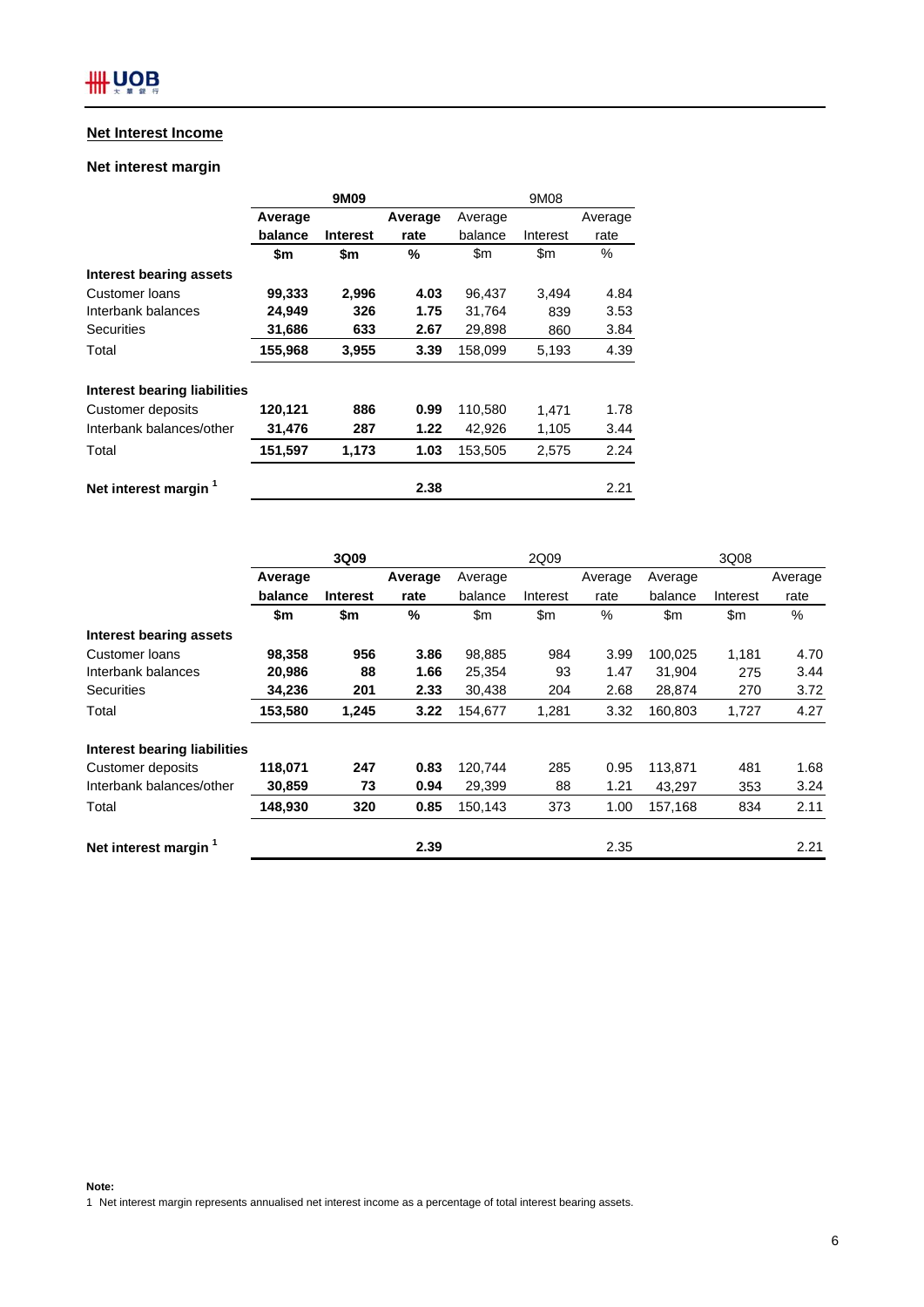## Net Interest Income

### Net interest margin

| | 9M09 | | | 9M08 | | |
|---|---|---|---|---|---|---|
| | **Average balance** | **Interest** | **Average rate** | Average balance | Interest | Average rate |
| | **$m** | **$m** | **%** | $m | $m | % |
| **Interest bearing assets** | | | | | | |
| Customer loans | **99,333** | **2,996** | **4.03** | 96,437 | 3,494 | 4.84 |
| Interbank balances | **24,949** | **326** | **1.75** | 31,764 | 839 | 3.53 |
| Securities | **31,686** | **633** | **2.67** | 29,898 | 860 | 3.84 |
| Total | **155,968** | **3,955** | **3.39** | 158,099 | 5,193 | 4.39 |
| | | | | | | |
| **Interest bearing liabilities** | | | | | | |
| Customer deposits | **120,121** | **886** | **0.99** | 110,580 | 1,471 | 1.78 |
| Interbank balances/other | **31,476** | **287** | **1.22** | 42,926 | 1,105 | 3.44 |
| Total | **151,597** | **1,173** | **1.03** | 153,505 | 2,575 | 2.24 |
| | | | | | | |
| **Net interest margin** [1] | | | **2.38** | | | 2.21 |

| | 3Q09 | | | 2Q09 | | | 3Q08 | | |
|---|---|---|---|---|---|---|---|---|---|
| | **Average balance** | **Interest** | **Average rate** | Average balance | Interest | Average rate | Average balance | Interest | Average rate |
| | **$m** | **$m** | **%** | $m | $m | % | $m | $m | % |
| **Interest bearing assets** | | | | | | | | | |
| Customer loans | **98,358** | **956** | **3.86** | 98,885 | 984 | 3.99 | 100,025 | 1,181 | 4.70 |
| Interbank balances | **20,986** | **88** | **1.66** | 25,354 | 93 | 1.47 | 31,904 | 275 | 3.44 |
| Securities | **34,236** | **201** | **2.33** | 30,438 | 204 | 2.68 | 28,874 | 270 | 3.72 |
| Total | **153,580** | **1,245** | **3.22** | 154,677 | 1,281 | 3.32 | 160,803 | 1,727 | 4.27 |
| | | | | | | | | | |
| **Interest bearing liabilities** | | | | | | | | | |
| Customer deposits | **118,071** | **247** | **0.83** | 120,744 | 285 | 0.95 | 113,871 | 481 | 1.68 |
| Interbank balances/other | **30,859** | **73** | **0.94** | 29,399 | 88 | 1.21 | 43,297 | 353 | 3.24 |
| Total | **148,930** | **320** | **0.85** | 150,143 | 373 | 1.00 | 157,168 | 834 | 2.11 |
| | | | | | | | | | |
| **Net interest margin** [1] | | | **2.39** | | | 2.35 | | | 2.21 |

**Note:**

1 Net interest margin represents annualised net interest income as a percentage of total interest bearing assets.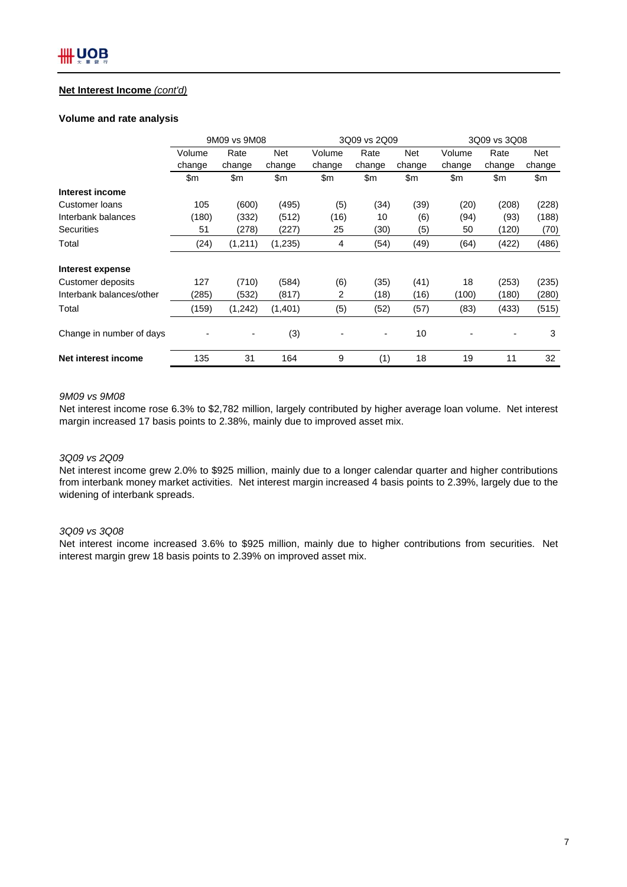**Net Interest Income** *(cont'd)*

**Volume and rate analysis**

| | 9M09 vs 9M08 | | | 3Q09 vs 2Q09 | | | 3Q09 vs 3Q08 | | |
|---|---|---|---|---|---|---|---|---|---|
| | Volume change | Rate change | Net change | Volume change | Rate change | Net change | Volume change | Rate change | Net change |
| | $m | $m | $m | $m | $m | $m | $m | $m | $m |
| **Interest income** | | | | | | | | | |
| Customer loans | 105 | (600) | (495) | (5) | (34) | (39) | (20) | (208) | (228) |
| Interbank balances | (180) | (332) | (512) | (16) | 10 | (6) | (94) | (93) | (188) |
| Securities | 51 | (278) | (227) | 25 | (30) | (5) | 50 | (120) | (70) |
| Total | (24) | (1,211) | (1,235) | 4 | (54) | (49) | (64) | (422) | (486) |
| **Interest expense** | | | | | | | | | |
| Customer deposits | 127 | (710) | (584) | (6) | (35) | (41) | 18 | (253) | (235) |
| Interbank balances/other | (285) | (532) | (817) | 2 | (18) | (16) | (100) | (180) | (280) |
| Total | (159) | (1,242) | (1,401) | (5) | (52) | (57) | (83) | (433) | (515) |
| Change in number of days | - | - | (3) | - | - | 10 | - | - | 3 |
| **Net interest income** | 135 | 31 | 164 | 9 | (1) | 18 | 19 | 11 | 32 |

*9M09 vs 9M08*

Net interest income rose 6.3% to $2,782 million, largely contributed by higher average loan volume. Net interest margin increased 17 basis points to 2.38%, mainly due to improved asset mix.

*3Q09 vs 2Q09*

Net interest income grew 2.0% to $925 million, mainly due to a longer calendar quarter and higher contributions from interbank money market activities. Net interest margin increased 4 basis points to 2.39%, largely due to the widening of interbank spreads.

*3Q09 vs 3Q08*

Net interest income increased 3.6% to $925 million, mainly due to higher contributions from securities. Net interest margin grew 18 basis points to 2.39% on improved asset mix.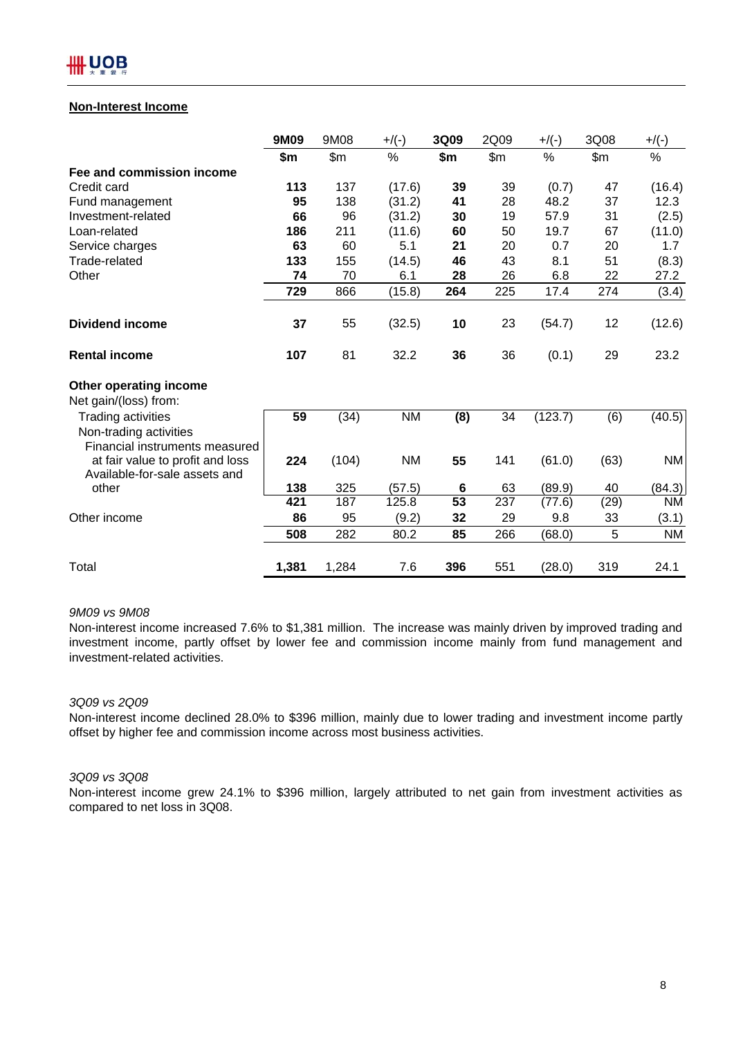## Non-Interest Income

| | 9M09 | 9M08 | +/(-) | 3Q09 | 2Q09 | +/(-) | 3Q08 | +/(-) |
|---|---|---|---|---|---|---|---|---|
| | **$m** | $m | % | **$m** | $m | % | $m | % |
| **Fee and commission income** | | | | | | | | |
| Credit card | **113** | 137 | (17.6) | **39** | 39 | (0.7) | 47 | (16.4) |
| Fund management | **95** | 138 | (31.2) | **41** | 28 | 48.2 | 37 | 12.3 |
| Investment-related | **66** | 96 | (31.2) | **30** | 19 | 57.9 | 31 | (2.5) |
| Loan-related | **186** | 211 | (11.6) | **60** | 50 | 19.7 | 67 | (11.0) |
| Service charges | **63** | 60 | 5.1 | **21** | 20 | 0.7 | 20 | 1.7 |
| Trade-related | **133** | 155 | (14.5) | **46** | 43 | 8.1 | 51 | (8.3) |
| Other | **74** | 70 | 6.1 | **28** | 26 | 6.8 | 22 | 27.2 |
| | **729** | 866 | (15.8) | **264** | 225 | 17.4 | 274 | (3.4) |
| **Dividend income** | **37** | 55 | (32.5) | **10** | 23 | (54.7) | 12 | (12.6) |
| **Rental income** | **107** | 81 | 32.2 | **36** | 36 | (0.1) | 29 | 23.2 |
| **Other operating income** | | | | | | | | |
| Net gain/(loss) from: | | | | | | | | |
| Trading activities | **59** | (34) | NM | **(8)** | 34 | (123.7) | (6) | (40.5) |
| Non-trading activities | | | | | | | | |
| Financial instruments measured at fair value to profit and loss | **224** | (104) | NM | **55** | 141 | (61.0) | (63) | NM |
| Available-for-sale assets and other | **138** | 325 | (57.5) | **6** | 63 | (89.9) | 40 | (84.3) |
| | **421** | 187 | 125.8 | **53** | 237 | (77.6) | (29) | NM |
| Other income | **86** | 95 | (9.2) | **32** | 29 | 9.8 | 33 | (3.1) |
| | **508** | 282 | 80.2 | **85** | 266 | (68.0) | 5 | NM |
| Total | **1,381** | 1,284 | 7.6 | **396** | 551 | (28.0) | 319 | 24.1 |

*9M09 vs 9M08*

Non-interest income increased 7.6% to $1,381 million. The increase was mainly driven by improved trading and investment income, partly offset by lower fee and commission income mainly from fund management and investment-related activities.

*3Q09 vs 2Q09*

Non-interest income declined 28.0% to $396 million, mainly due to lower trading and investment income partly offset by higher fee and commission income across most business activities.

*3Q09 vs 3Q08*

Non-interest income grew 24.1% to $396 million, largely attributed to net gain from investment activities as compared to net loss in 3Q08.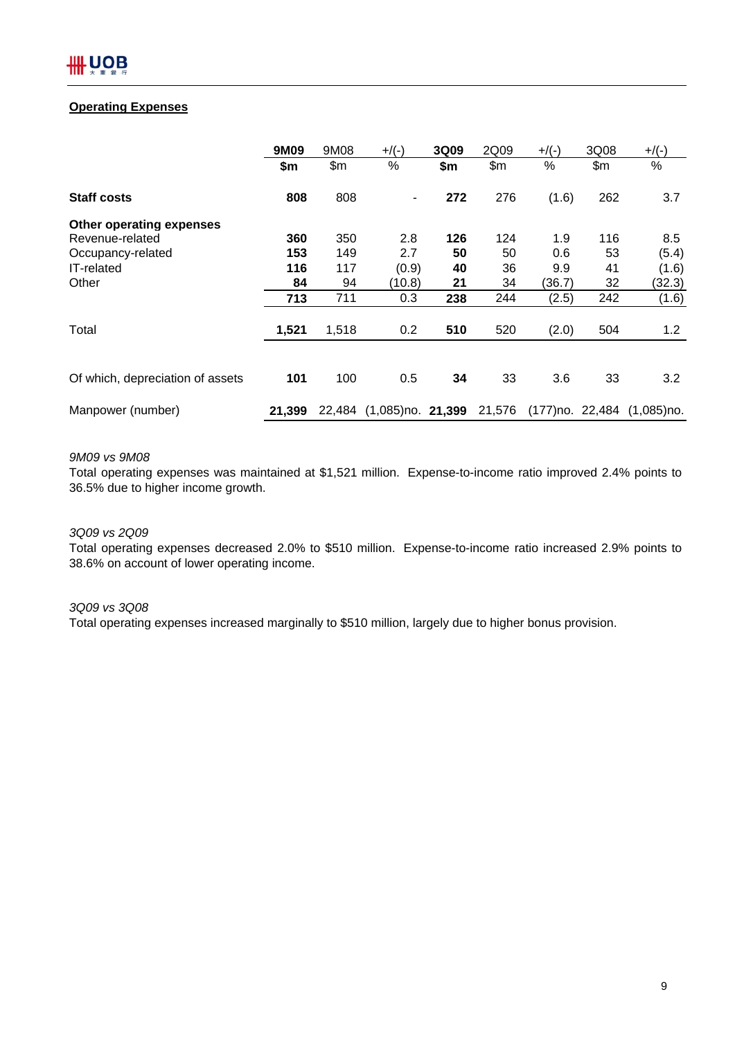**Operating Expenses**

| | 9M09 | 9M08 | +/(-) | 3Q09 | 2Q09 | +/(-) | 3Q08 | +/(-) |
|---|---|---|---|---|---|---|---|---|
| | **$m** | $m | % | **$m** | $m | % | $m | % |
| **Staff costs** | **808** | 808 | - | **272** | 276 | (1.6) | 262 | 3.7 |
| **Other operating expenses** | | | | | | | | |
| Revenue-related | **360** | 350 | 2.8 | **126** | 124 | 1.9 | 116 | 8.5 |
| Occupancy-related | **153** | 149 | 2.7 | **50** | 50 | 0.6 | 53 | (5.4) |
| IT-related | **116** | 117 | (0.9) | **40** | 36 | 9.9 | 41 | (1.6) |
| Other | **84** | 94 | (10.8) | **21** | 34 | (36.7) | 32 | (32.3) |
| | **713** | 711 | 0.3 | **238** | 244 | (2.5) | 242 | (1.6) |
| Total | **1,521** | 1,518 | 0.2 | **510** | 520 | (2.0) | 504 | 1.2 |
| Of which, depreciation of assets | **101** | 100 | 0.5 | **34** | 33 | 3.6 | 33 | 3.2 |
| Manpower (number) | **21,399** | 22,484 | (1,085)no. | **21,399** | 21,576 | (177)no. | 22,484 | (1,085)no. |

*9M09 vs 9M08*

Total operating expenses was maintained at $1,521 million. Expense-to-income ratio improved 2.4% points to 36.5% due to higher income growth.

*3Q09 vs 2Q09*

Total operating expenses decreased 2.0% to $510 million. Expense-to-income ratio increased 2.9% points to 38.6% on account of lower operating income.

*3Q09 vs 3Q08*

Total operating expenses increased marginally to $510 million, largely due to higher bonus provision.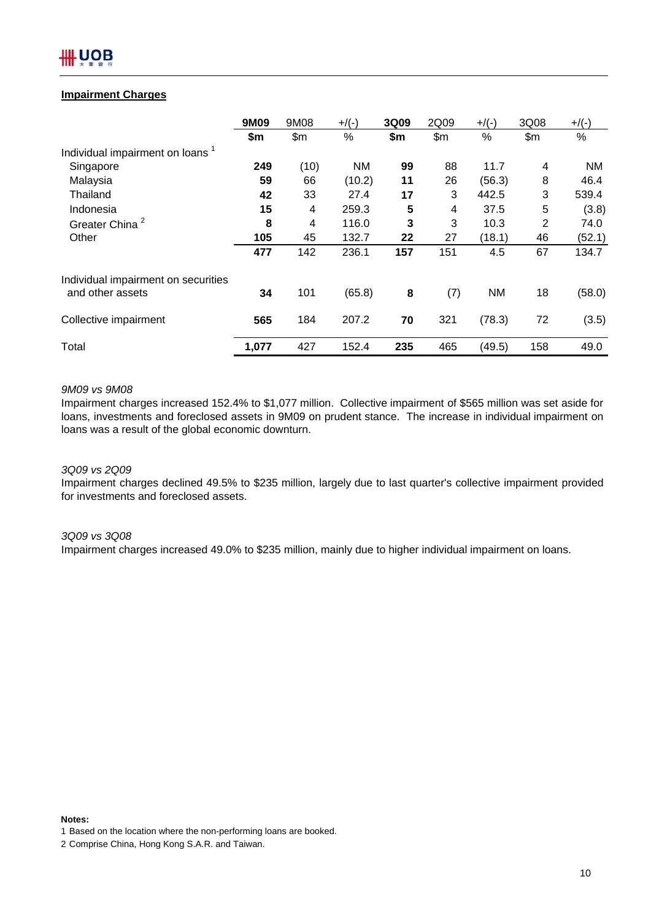## Impairment Charges

| | **9M09** | 9M08 | +/(-) | **3Q09** | 2Q09 | +/(-) | 3Q08 | +/(-) |
|---|---|---|---|---|---|---|---|---|
| | **$m** | $m | % | **$m** | $m | % | $m | % |
| Individual impairment on loans [1] | | | | | | | | |
| Singapore | **249** | (10) | NM | **99** | 88 | 11.7 | 4 | NM |
| Malaysia | **59** | 66 | (10.2) | **11** | 26 | (56.3) | 8 | 46.4 |
| Thailand | **42** | 33 | 27.4 | **17** | 3 | 442.5 | 3 | 539.4 |
| Indonesia | **15** | 4 | 259.3 | **5** | 4 | 37.5 | 5 | (3.8) |
| Greater China [2] | **8** | 4 | 116.0 | **3** | 3 | 10.3 | 2 | 74.0 |
| Other | **105** | 45 | 132.7 | **22** | 27 | (18.1) | 46 | (52.1) |
| | **477** | 142 | 236.1 | **157** | 151 | 4.5 | 67 | 134.7 |
| Individual impairment on securities and other assets | **34** | 101 | (65.8) | **8** | (7) | NM | 18 | (58.0) |
| Collective impairment | **565** | 184 | 207.2 | **70** | 321 | (78.3) | 72 | (3.5) |
| Total | **1,077** | 427 | 152.4 | **235** | 465 | (49.5) | 158 | 49.0 |

*9M09 vs 9M08*

Impairment charges increased 152.4% to $1,077 million. Collective impairment of $565 million was set aside for loans, investments and foreclosed assets in 9M09 on prudent stance. The increase in individual impairment on loans was a result of the global economic downturn.

*3Q09 vs 2Q09*

Impairment charges declined 49.5% to $235 million, largely due to last quarter's collective impairment provided for investments and foreclosed assets.

*3Q09 vs 3Q08*

Impairment charges increased 49.0% to $235 million, mainly due to higher individual impairment on loans.

**Notes:**

1 Based on the location where the non-performing loans are booked.

2 Comprise China, Hong Kong S.A.R. and Taiwan.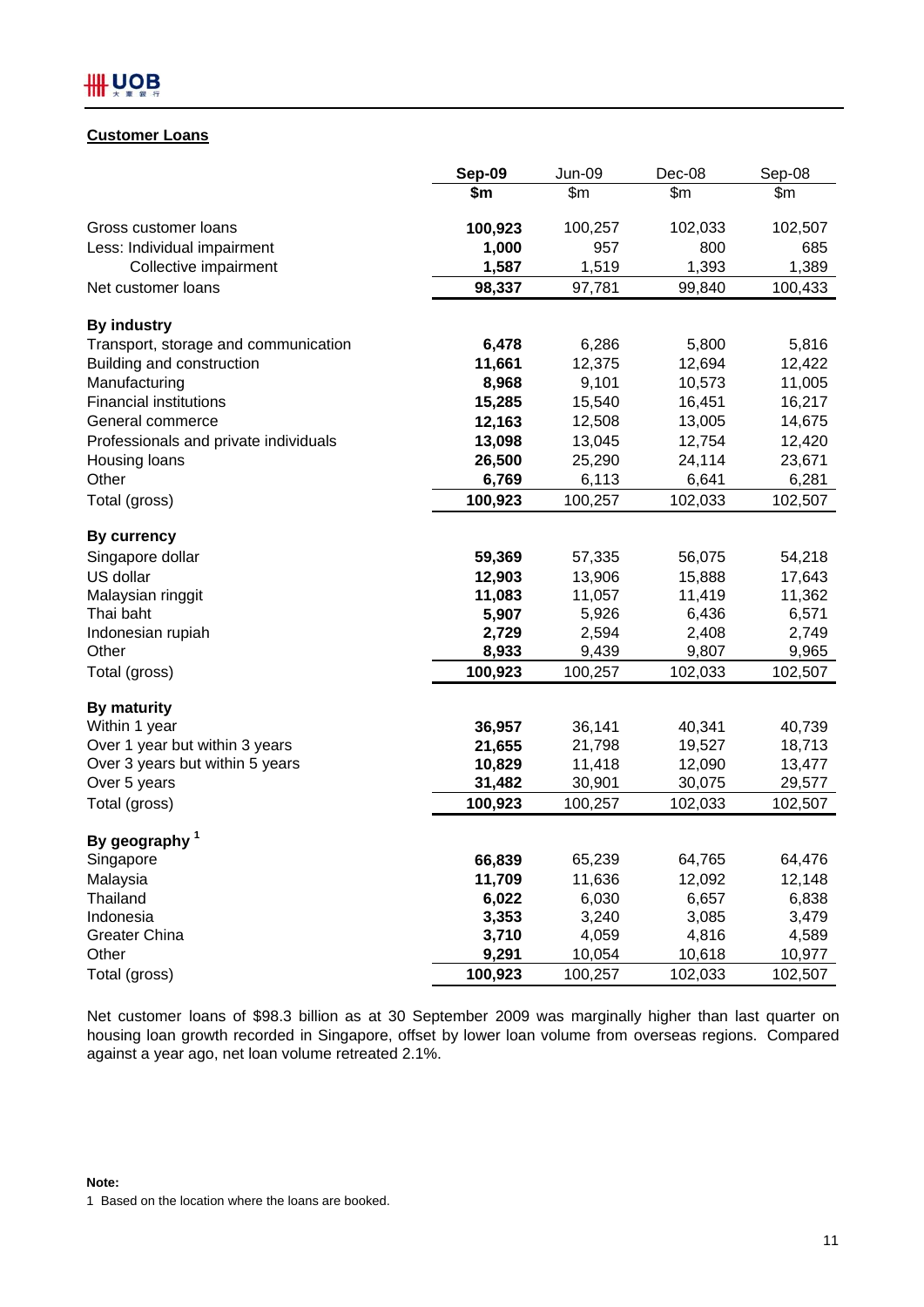## Customer Loans

| | Sep-09 | Jun-09 | Dec-08 | Sep-08 |
|---|---|---|---|---|
| | $m | $m | $m | $m |
| Gross customer loans | **100,923** | 100,257 | 102,033 | 102,507 |
| Less: Individual impairment | **1,000** | 957 | 800 | 685 |
| Collective impairment | **1,587** | 1,519 | 1,393 | 1,389 |
| Net customer loans | **98,337** | 97,781 | 99,840 | 100,433 |
| **By industry** | | | | |
| Transport, storage and communication | **6,478** | 6,286 | 5,800 | 5,816 |
| Building and construction | **11,661** | 12,375 | 12,694 | 12,422 |
| Manufacturing | **8,968** | 9,101 | 10,573 | 11,005 |
| Financial institutions | **15,285** | 15,540 | 16,451 | 16,217 |
| General commerce | **12,163** | 12,508 | 13,005 | 14,675 |
| Professionals and private individuals | **13,098** | 13,045 | 12,754 | 12,420 |
| Housing loans | **26,500** | 25,290 | 24,114 | 23,671 |
| Other | **6,769** | 6,113 | 6,641 | 6,281 |
| Total (gross) | **100,923** | 100,257 | 102,033 | 102,507 |
| **By currency** | | | | |
| Singapore dollar | **59,369** | 57,335 | 56,075 | 54,218 |
| US dollar | **12,903** | 13,906 | 15,888 | 17,643 |
| Malaysian ringgit | **11,083** | 11,057 | 11,419 | 11,362 |
| Thai baht | **5,907** | 5,926 | 6,436 | 6,571 |
| Indonesian rupiah | **2,729** | 2,594 | 2,408 | 2,749 |
| Other | **8,933** | 9,439 | 9,807 | 9,965 |
| Total (gross) | **100,923** | 100,257 | 102,033 | 102,507 |
| **By maturity** | | | | |
| Within 1 year | **36,957** | 36,141 | 40,341 | 40,739 |
| Over 1 year but within 3 years | **21,655** | 21,798 | 19,527 | 18,713 |
| Over 3 years but within 5 years | **10,829** | 11,418 | 12,090 | 13,477 |
| Over 5 years | **31,482** | 30,901 | 30,075 | 29,577 |
| Total (gross) | **100,923** | 100,257 | 102,033 | 102,507 |
| **By geography** [1] | | | | |
| Singapore | **66,839** | 65,239 | 64,765 | 64,476 |
| Malaysia | **11,709** | 11,636 | 12,092 | 12,148 |
| Thailand | **6,022** | 6,030 | 6,657 | 6,838 |
| Indonesia | **3,353** | 3,240 | 3,085 | 3,479 |
| Greater China | **3,710** | 4,059 | 4,816 | 4,589 |
| Other | **9,291** | 10,054 | 10,618 | 10,977 |
| Total (gross) | **100,923** | 100,257 | 102,033 | 102,507 |

Net customer loans of $98.3 billion as at 30 September 2009 was marginally higher than last quarter on housing loan growth recorded in Singapore, offset by lower loan volume from overseas regions. Compared against a year ago, net loan volume retreated 2.1%.

**Note:**

1 Based on the location where the loans are booked.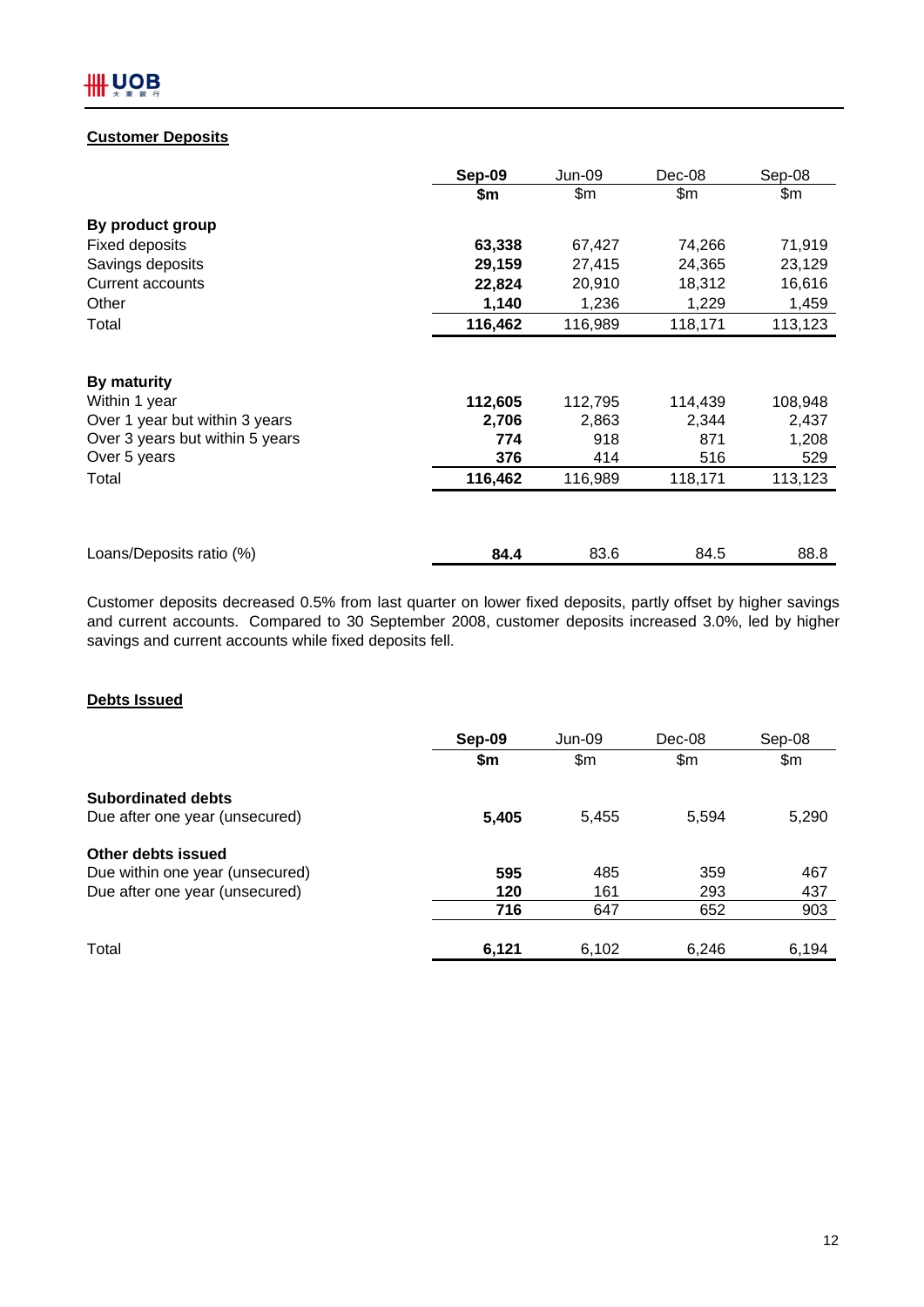## Customer Deposits

| | **Sep-09** | Jun-09 | Dec-08 | Sep-08 |
|---|---|---|---|---|
| | **$m** | $m | $m | $m |
| **By product group** | | | | |
| Fixed deposits | **63,338** | 67,427 | 74,266 | 71,919 |
| Savings deposits | **29,159** | 27,415 | 24,365 | 23,129 |
| Current accounts | **22,824** | 20,910 | 18,312 | 16,616 |
| Other | **1,140** | 1,236 | 1,229 | 1,459 |
| Total | **116,462** | 116,989 | 118,171 | 113,123 |
| | | | | |
| **By maturity** | | | | |
| Within 1 year | **112,605** | 112,795 | 114,439 | 108,948 |
| Over 1 year but within 3 years | **2,706** | 2,863 | 2,344 | 2,437 |
| Over 3 years but within 5 years | **774** | 918 | 871 | 1,208 |
| Over 5 years | **376** | 414 | 516 | 529 |
| Total | **116,462** | 116,989 | 118,171 | 113,123 |
| | | | | |
| Loans/Deposits ratio (%) | **84.4** | 83.6 | 84.5 | 88.8 |

Customer deposits decreased 0.5% from last quarter on lower fixed deposits, partly offset by higher savings and current accounts. Compared to 30 September 2008, customer deposits increased 3.0%, led by higher savings and current accounts while fixed deposits fell.

## Debts Issued

| | **Sep-09** | Jun-09 | Dec-08 | Sep-08 |
|---|---|---|---|---|
| | **$m** | $m | $m | $m |
| **Subordinated debts** | | | | |
| Due after one year (unsecured) | **5,405** | 5,455 | 5,594 | 5,290 |
| **Other debts issued** | | | | |
| Due within one year (unsecured) | **595** | 485 | 359 | 467 |
| Due after one year (unsecured) | **120** | 161 | 293 | 437 |
| | **716** | 647 | 652 | 903 |
| Total | **6,121** | 6,102 | 6,246 | 6,194 |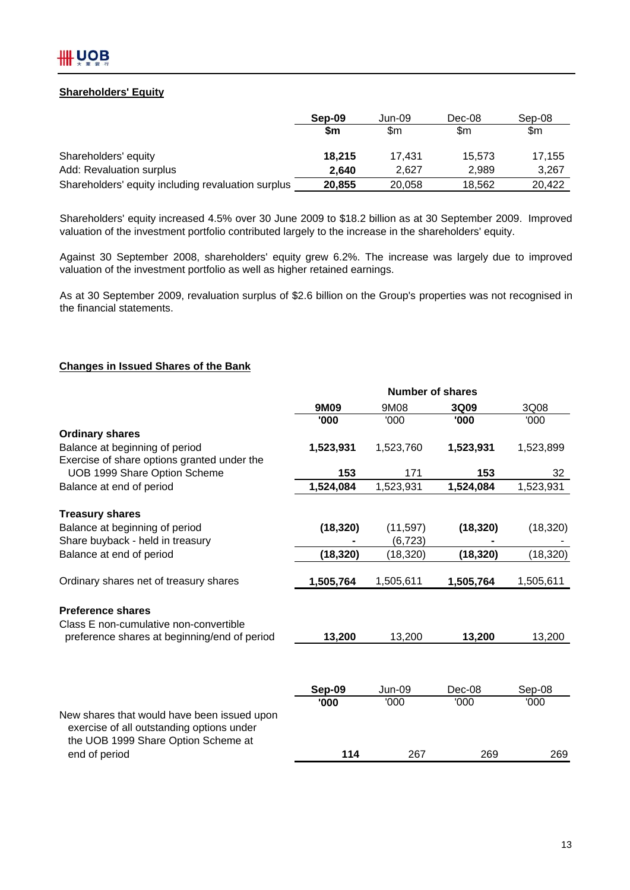**Shareholders' Equity**

| | **Sep-09** | Jun-09 | Dec-08 | Sep-08 |
|---|---|---|---|---|
| | **$m** | $m | $m | $m |
| Shareholders' equity | **18,215** | 17,431 | 15,573 | 17,155 |
| Add: Revaluation surplus | **2,640** | 2,627 | 2,989 | 3,267 |
| Shareholders' equity including revaluation surplus | **20,855** | 20,058 | 18,562 | 20,422 |

Shareholders' equity increased 4.5% over 30 June 2009 to $18.2 billion as at 30 September 2009. Improved valuation of the investment portfolio contributed largely to the increase in the shareholders' equity.

Against 30 September 2008, shareholders' equity grew 6.2%. The increase was largely due to improved valuation of the investment portfolio as well as higher retained earnings.

As at 30 September 2009, revaluation surplus of $2.6 billion on the Group's properties was not recognised in the financial statements.

**Changes in Issued Shares of the Bank**

| | **Number of shares** | | | |
|---|---|---|---|---|
| | **9M09** | 9M08 | **3Q09** | 3Q08 |
| | **'000** | '000 | **'000** | '000 |
| **Ordinary shares** | | | | |
| Balance at beginning of period | **1,523,931** | 1,523,760 | **1,523,931** | 1,523,899 |
| Exercise of share options granted under the UOB 1999 Share Option Scheme | **153** | 171 | **153** | 32 |
| Balance at end of period | **1,524,084** | 1,523,931 | **1,524,084** | 1,523,931 |
| **Treasury shares** | | | | |
| Balance at beginning of period | **(18,320)** | (11,597) | **(18,320)** | (18,320) |
| Share buyback - held in treasury | **-** | (6,723) | **-** | - |
| Balance at end of period | **(18,320)** | (18,320) | **(18,320)** | (18,320) |
| Ordinary shares net of treasury shares | **1,505,764** | 1,505,611 | **1,505,764** | 1,505,611 |
| **Preference shares** | | | | |
| Class E non-cumulative non-convertible preference shares at beginning/end of period | **13,200** | 13,200 | **13,200** | 13,200 |

| | **Sep-09** | Jun-09 | Dec-08 | Sep-08 |
|---|---|---|---|---|
| | **'000** | '000 | '000 | '000 |
| New shares that would have been issued upon exercise of all outstanding options under the UOB 1999 Share Option Scheme at end of period | **114** | 267 | 269 | 269 |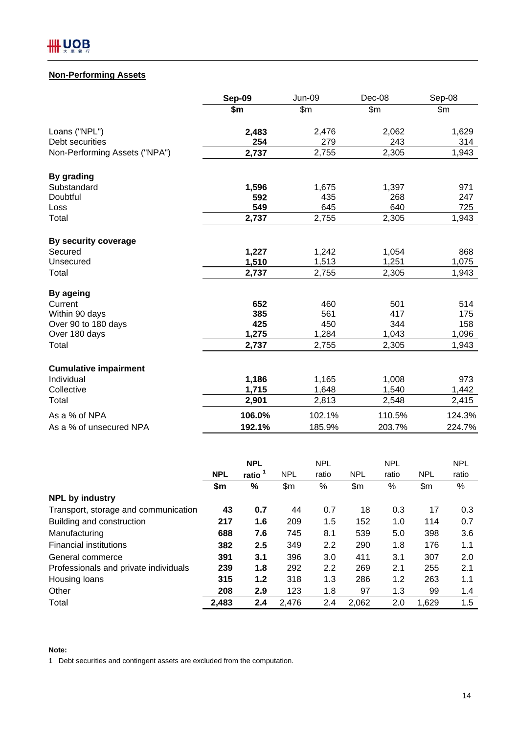## Non-Performing Assets

| | Sep-09 | Jun-09 | Dec-08 | Sep-08 |
|---|---|---|---|---|
| | $m | $m | $m | $m |
| Loans ("NPL") | **2,483** | 2,476 | 2,062 | 1,629 |
| Debt securities | **254** | 279 | 243 | 314 |
| Non-Performing Assets ("NPA") | **2,737** | 2,755 | 2,305 | 1,943 |
| **By grading** | | | | |
| Substandard | **1,596** | 1,675 | 1,397 | 971 |
| Doubtful | **592** | 435 | 268 | 247 |
| Loss | **549** | 645 | 640 | 725 |
| Total | **2,737** | 2,755 | 2,305 | 1,943 |
| **By security coverage** | | | | |
| Secured | **1,227** | 1,242 | 1,054 | 868 |
| Unsecured | **1,510** | 1,513 | 1,251 | 1,075 |
| Total | **2,737** | 2,755 | 2,305 | 1,943 |
| **By ageing** | | | | |
| Current | **652** | 460 | 501 | 514 |
| Within 90 days | **385** | 561 | 417 | 175 |
| Over 90 to 180 days | **425** | 450 | 344 | 158 |
| Over 180 days | **1,275** | 1,284 | 1,043 | 1,096 |
| Total | **2,737** | 2,755 | 2,305 | 1,943 |
| **Cumulative impairment** | | | | |
| Individual | **1,186** | 1,165 | 1,008 | 973 |
| Collective | **1,715** | 1,648 | 1,540 | 1,442 |
| Total | **2,901** | 2,813 | 2,548 | 2,415 |
| As a % of NPA | **106.0%** | 102.1% | 110.5% | 124.3% |
| As a % of unsecured NPA | **192.1%** | 185.9% | 203.7% | 224.7% |

| | NPL | NPL ratio [1] | NPL | NPL ratio | NPL | NPL ratio | NPL | NPL ratio |
|---|---|---|---|---|---|---|---|---|
| | $m | % | $m | % | $m | % | $m | % |
| **NPL by industry** | | | | | | | | |
| Transport, storage and communication | **43** | **0.7** | 44 | 0.7 | 18 | 0.3 | 17 | 0.3 |
| Building and construction | **217** | **1.6** | 209 | 1.5 | 152 | 1.0 | 114 | 0.7 |
| Manufacturing | **688** | **7.6** | 745 | 8.1 | 539 | 5.0 | 398 | 3.6 |
| Financial institutions | **382** | **2.5** | 349 | 2.2 | 290 | 1.8 | 176 | 1.1 |
| General commerce | **391** | **3.1** | 396 | 3.0 | 411 | 3.1 | 307 | 2.0 |
| Professionals and private individuals | **239** | **1.8** | 292 | 2.2 | 269 | 2.1 | 255 | 2.1 |
| Housing loans | **315** | **1.2** | 318 | 1.3 | 286 | 1.2 | 263 | 1.1 |
| Other | **208** | **2.9** | 123 | 1.8 | 97 | 1.3 | 99 | 1.4 |
| Total | **2,483** | **2.4** | 2,476 | 2.4 | 2,062 | 2.0 | 1,629 | 1.5 |

**Note:**

1 Debt securities and contingent assets are excluded from the computation.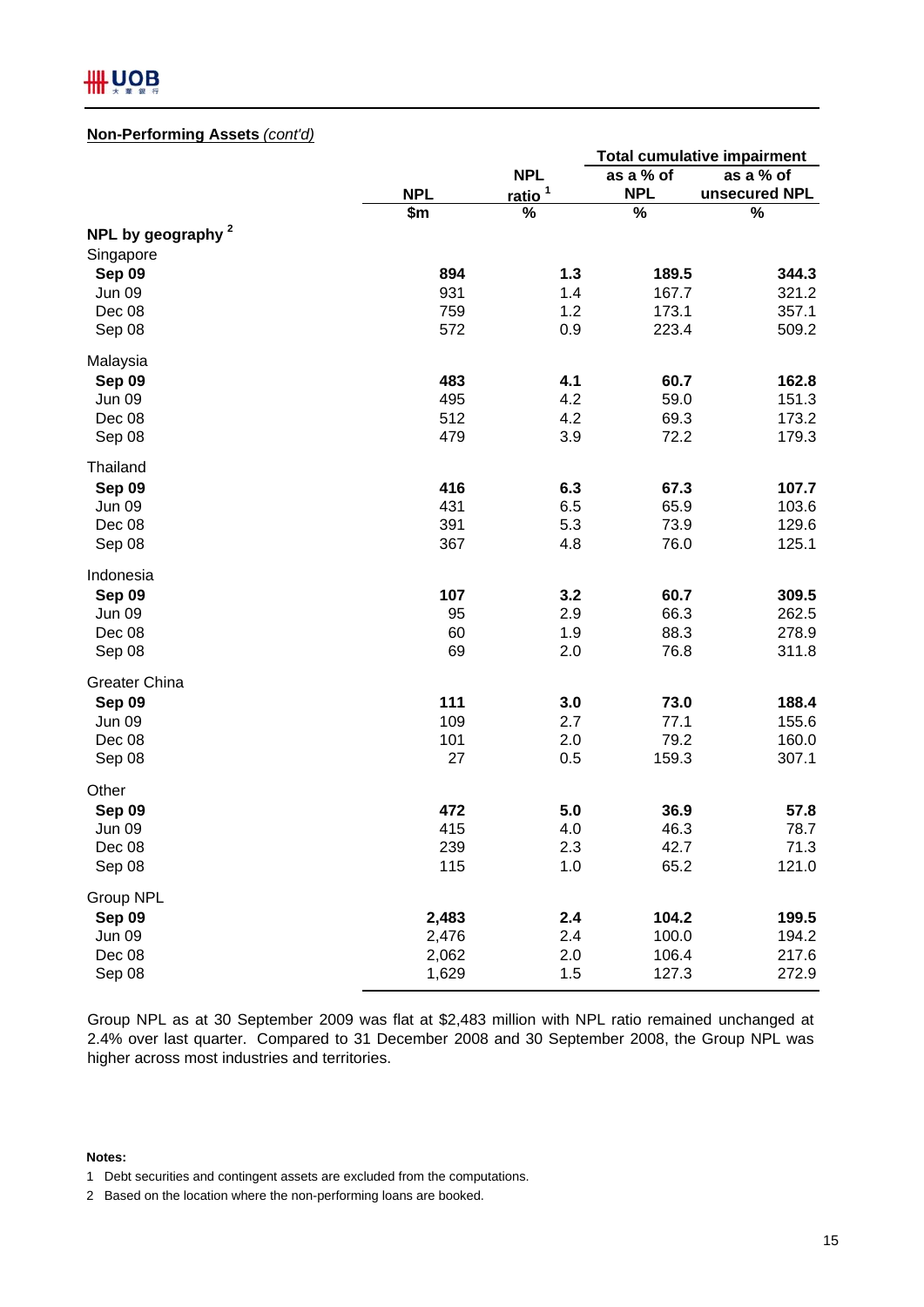**Non-Performing Assets** *(cont'd)*

| | NPL | NPL ratio [1] | Total cumulative impairment | |
|---|---|---|---|---|
| | | | as a % of NPL | as a % of unsecured NPL |
| | $m | % | % | % |
| **NPL by geography [2]** | | | | |
| Singapore | | | | |
| **Sep 09** | **894** | **1.3** | **189.5** | **344.3** |
| Jun 09 | 931 | 1.4 | 167.7 | 321.2 |
| Dec 08 | 759 | 1.2 | 173.1 | 357.1 |
| Sep 08 | 572 | 0.9 | 223.4 | 509.2 |
| Malaysia | | | | |
| **Sep 09** | **483** | **4.1** | **60.7** | **162.8** |
| Jun 09 | 495 | 4.2 | 59.0 | 151.3 |
| Dec 08 | 512 | 4.2 | 69.3 | 173.2 |
| Sep 08 | 479 | 3.9 | 72.2 | 179.3 |
| Thailand | | | | |
| **Sep 09** | **416** | **6.3** | **67.3** | **107.7** |
| Jun 09 | 431 | 6.5 | 65.9 | 103.6 |
| Dec 08 | 391 | 5.3 | 73.9 | 129.6 |
| Sep 08 | 367 | 4.8 | 76.0 | 125.1 |
| Indonesia | | | | |
| **Sep 09** | **107** | **3.2** | **60.7** | **309.5** |
| Jun 09 | 95 | 2.9 | 66.3 | 262.5 |
| Dec 08 | 60 | 1.9 | 88.3 | 278.9 |
| Sep 08 | 69 | 2.0 | 76.8 | 311.8 |
| Greater China | | | | |
| **Sep 09** | **111** | **3.0** | **73.0** | **188.4** |
| Jun 09 | 109 | 2.7 | 77.1 | 155.6 |
| Dec 08 | 101 | 2.0 | 79.2 | 160.0 |
| Sep 08 | 27 | 0.5 | 159.3 | 307.1 |
| Other | | | | |
| **Sep 09** | **472** | **5.0** | **36.9** | **57.8** |
| Jun 09 | 415 | 4.0 | 46.3 | 78.7 |
| Dec 08 | 239 | 2.3 | 42.7 | 71.3 |
| Sep 08 | 115 | 1.0 | 65.2 | 121.0 |
| Group NPL | | | | |
| **Sep 09** | **2,483** | **2.4** | **104.2** | **199.5** |
| Jun 09 | 2,476 | 2.4 | 100.0 | 194.2 |
| Dec 08 | 2,062 | 2.0 | 106.4 | 217.6 |
| Sep 08 | 1,629 | 1.5 | 127.3 | 272.9 |

Group NPL as at 30 September 2009 was flat at $2,483 million with NPL ratio remained unchanged at 2.4% over last quarter. Compared to 31 December 2008 and 30 September 2008, the Group NPL was higher across most industries and territories.

**Notes:**

1 Debt securities and contingent assets are excluded from the computations.

2 Based on the location where the non-performing loans are booked.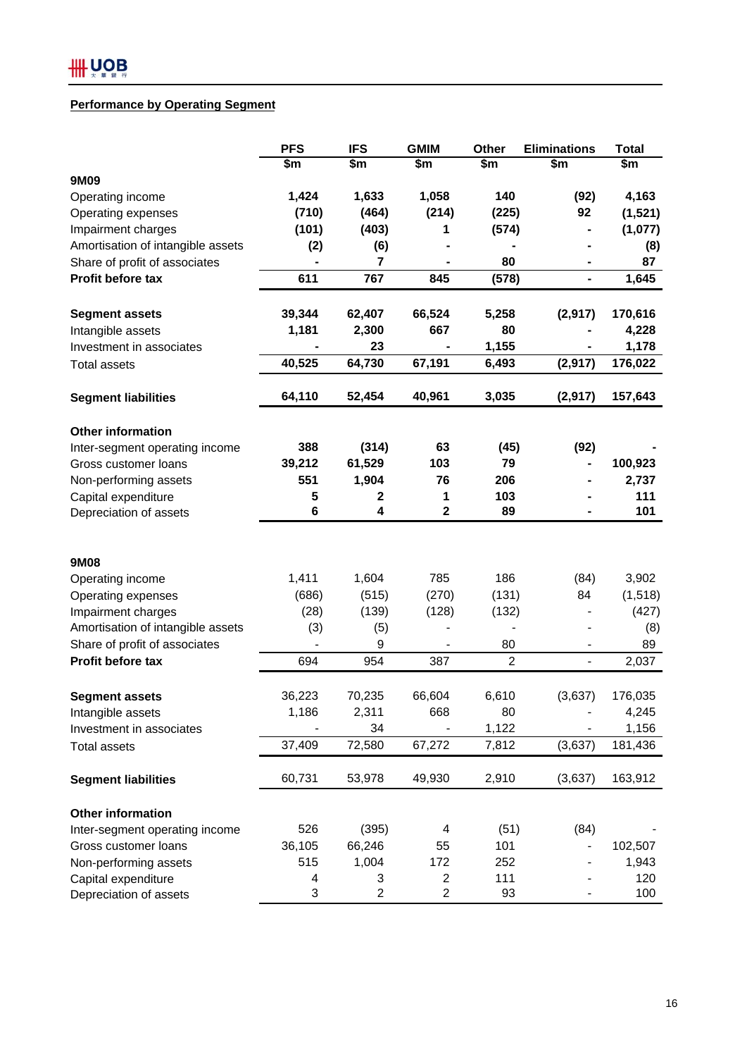## Performance by Operating Segment

| | PFS | IFS | GMIM | Other | Eliminations | Total |
|---|---|---|---|---|---|---|
| | $m | $m | $m | $m | $m | $m |
| **9M09** | | | | | | |
| Operating income | **1,424** | **1,633** | **1,058** | **140** | **(92)** | **4,163** |
| Operating expenses | **(710)** | **(464)** | **(214)** | **(225)** | **92** | **(1,521)** |
| Impairment charges | **(101)** | **(403)** | **1** | **(574)** | **-** | **(1,077)** |
| Amortisation of intangible assets | **(2)** | **(6)** | **-** | **-** | **-** | **(8)** |
| Share of profit of associates | **-** | **7** | **-** | **80** | **-** | **87** |
| **Profit before tax** | **611** | **767** | **845** | **(578)** | **-** | **1,645** |
| | | | | | | |
| **Segment assets** | **39,344** | **62,407** | **66,524** | **5,258** | **(2,917)** | **170,616** |
| Intangible assets | **1,181** | **2,300** | **667** | **80** | **-** | **4,228** |
| Investment in associates | **-** | **23** | **-** | **1,155** | **-** | **1,178** |
| Total assets | **40,525** | **64,730** | **67,191** | **6,493** | **(2,917)** | **176,022** |
| | | | | | | |
| **Segment liabilities** | **64,110** | **52,454** | **40,961** | **3,035** | **(2,917)** | **157,643** |
| | | | | | | |
| **Other information** | | | | | | |
| Inter-segment operating income | **388** | **(314)** | **63** | **(45)** | **(92)** | **-** |
| Gross customer loans | **39,212** | **61,529** | **103** | **79** | **-** | **100,923** |
| Non-performing assets | **551** | **1,904** | **76** | **206** | **-** | **2,737** |
| Capital expenditure | **5** | **2** | **1** | **103** | **-** | **111** |
| Depreciation of assets | **6** | **4** | **2** | **89** | **-** | **101** |
| | | | | | | |
| **9M08** | | | | | | |
| Operating income | 1,411 | 1,604 | 785 | 186 | (84) | 3,902 |
| Operating expenses | (686) | (515) | (270) | (131) | 84 | (1,518) |
| Impairment charges | (28) | (139) | (128) | (132) | - | (427) |
| Amortisation of intangible assets | (3) | (5) | - | - | - | (8) |
| Share of profit of associates | - | 9 | - | 80 | - | 89 |
| **Profit before tax** | 694 | 954 | 387 | 2 | - | 2,037 |
| | | | | | | |
| **Segment assets** | 36,223 | 70,235 | 66,604 | 6,610 | (3,637) | 176,035 |
| Intangible assets | 1,186 | 2,311 | 668 | 80 | - | 4,245 |
| Investment in associates | - | 34 | - | 1,122 | - | 1,156 |
| Total assets | 37,409 | 72,580 | 67,272 | 7,812 | (3,637) | 181,436 |
| | | | | | | |
| **Segment liabilities** | 60,731 | 53,978 | 49,930 | 2,910 | (3,637) | 163,912 |
| | | | | | | |
| **Other information** | | | | | | |
| Inter-segment operating income | 526 | (395) | 4 | (51) | (84) | - |
| Gross customer loans | 36,105 | 66,246 | 55 | 101 | - | 102,507 |
| Non-performing assets | 515 | 1,004 | 172 | 252 | - | 1,943 |
| Capital expenditure | 4 | 3 | 2 | 111 | - | 120 |
| Depreciation of assets | 3 | 2 | 2 | 93 | - | 100 |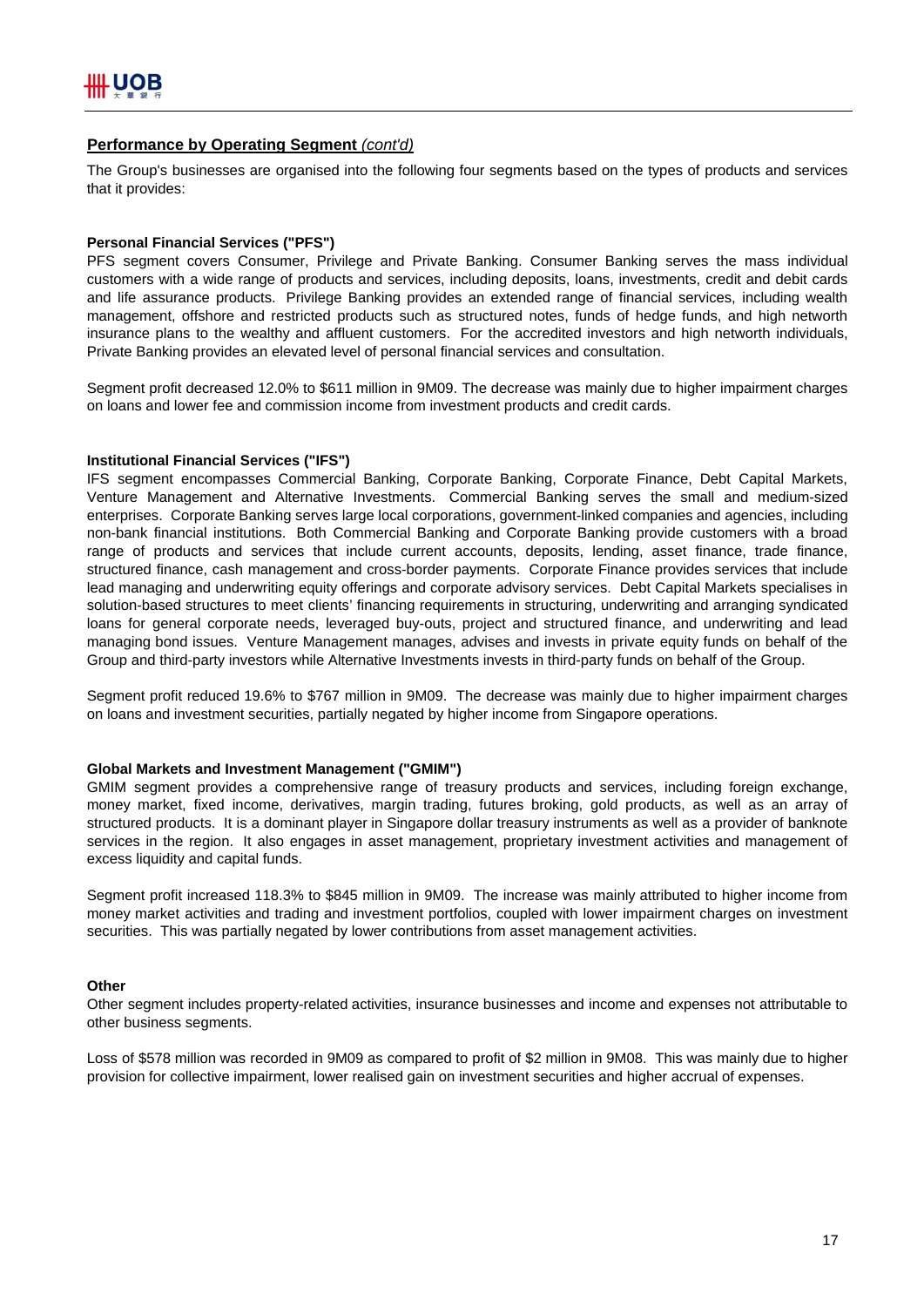**Performance by Operating Segment** *(cont'd)*

The Group's businesses are organised into the following four segments based on the types of products and services that it provides:

**Personal Financial Services ("PFS")**

PFS segment covers Consumer, Privilege and Private Banking. Consumer Banking serves the mass individual customers with a wide range of products and services, including deposits, loans, investments, credit and debit cards and life assurance products. Privilege Banking provides an extended range of financial services, including wealth management, offshore and restricted products such as structured notes, funds of hedge funds, and high networth insurance plans to the wealthy and affluent customers. For the accredited investors and high networth individuals, Private Banking provides an elevated level of personal financial services and consultation.

Segment profit decreased 12.0% to $611 million in 9M09. The decrease was mainly due to higher impairment charges on loans and lower fee and commission income from investment products and credit cards.

**Institutional Financial Services ("IFS")**

IFS segment encompasses Commercial Banking, Corporate Banking, Corporate Finance, Debt Capital Markets, Venture Management and Alternative Investments. Commercial Banking serves the small and medium-sized enterprises. Corporate Banking serves large local corporations, government-linked companies and agencies, including non-bank financial institutions. Both Commercial Banking and Corporate Banking provide customers with a broad range of products and services that include current accounts, deposits, lending, asset finance, trade finance, structured finance, cash management and cross-border payments. Corporate Finance provides services that include lead managing and underwriting equity offerings and corporate advisory services. Debt Capital Markets specialises in solution-based structures to meet clients' financing requirements in structuring, underwriting and arranging syndicated loans for general corporate needs, leveraged buy-outs, project and structured finance, and underwriting and lead managing bond issues. Venture Management manages, advises and invests in private equity funds on behalf of the Group and third-party investors while Alternative Investments invests in third-party funds on behalf of the Group.

Segment profit reduced 19.6% to $767 million in 9M09. The decrease was mainly due to higher impairment charges on loans and investment securities, partially negated by higher income from Singapore operations.

**Global Markets and Investment Management ("GMIM")**

GMIM segment provides a comprehensive range of treasury products and services, including foreign exchange, money market, fixed income, derivatives, margin trading, futures broking, gold products, as well as an array of structured products. It is a dominant player in Singapore dollar treasury instruments as well as a provider of banknote services in the region. It also engages in asset management, proprietary investment activities and management of excess liquidity and capital funds.

Segment profit increased 118.3% to $845 million in 9M09. The increase was mainly attributed to higher income from money market activities and trading and investment portfolios, coupled with lower impairment charges on investment securities. This was partially negated by lower contributions from asset management activities.

**Other**

Other segment includes property-related activities, insurance businesses and income and expenses not attributable to other business segments.

Loss of $578 million was recorded in 9M09 as compared to profit of $2 million in 9M08. This was mainly due to higher provision for collective impairment, lower realised gain on investment securities and higher accrual of expenses.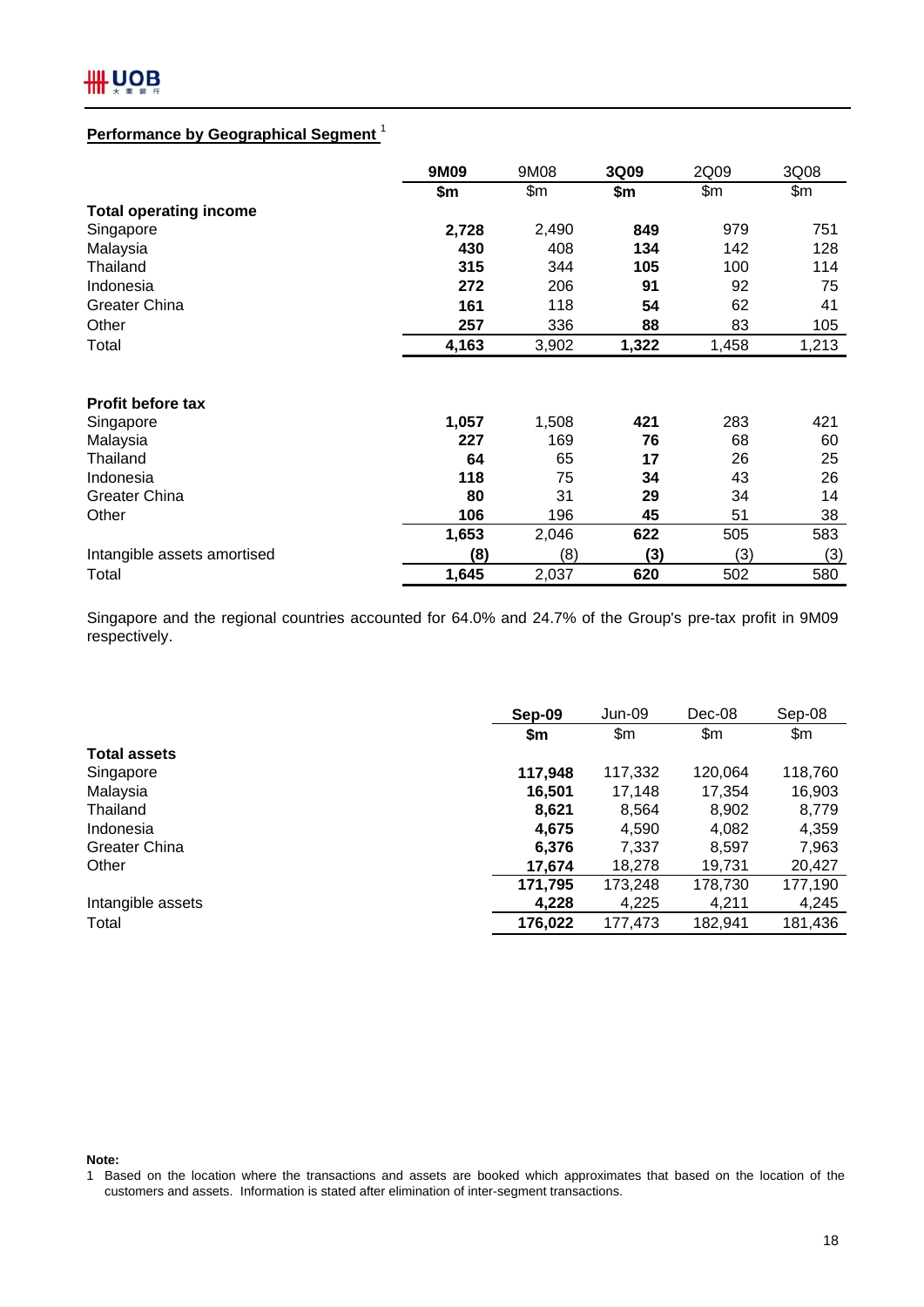## Performance by Geographical Segment [1]

| | 9M09 | 9M08 | 3Q09 | 2Q09 | 3Q08 |
|---|---|---|---|---|---|
| | **$m** | $m | **$m** | $m | $m |
| **Total operating income** | | | | | |
| Singapore | **2,728** | 2,490 | **849** | 979 | 751 |
| Malaysia | **430** | 408 | **134** | 142 | 128 |
| Thailand | **315** | 344 | **105** | 100 | 114 |
| Indonesia | **272** | 206 | **91** | 92 | 75 |
| Greater China | **161** | 118 | **54** | 62 | 41 |
| Other | **257** | 336 | **88** | 83 | 105 |
| Total | **4,163** | 3,902 | **1,322** | 1,458 | 1,213 |
| | | | | | |
| **Profit before tax** | | | | | |
| Singapore | **1,057** | 1,508 | **421** | 283 | 421 |
| Malaysia | **227** | 169 | **76** | 68 | 60 |
| Thailand | **64** | 65 | **17** | 26 | 25 |
| Indonesia | **118** | 75 | **34** | 43 | 26 |
| Greater China | **80** | 31 | **29** | 34 | 14 |
| Other | **106** | 196 | **45** | 51 | 38 |
| | **1,653** | 2,046 | **622** | 505 | 583 |
| Intangible assets amortised | **(8)** | (8) | **(3)** | (3) | (3) |
| Total | **1,645** | 2,037 | **620** | 502 | 580 |

Singapore and the regional countries accounted for 64.0% and 24.7% of the Group's pre-tax profit in 9M09 respectively.

| | Sep-09 | Jun-09 | Dec-08 | Sep-08 |
|---|---|---|---|---|
| | **$m** | $m | $m | $m |
| **Total assets** | | | | |
| Singapore | **117,948** | 117,332 | 120,064 | 118,760 |
| Malaysia | **16,501** | 17,148 | 17,354 | 16,903 |
| Thailand | **8,621** | 8,564 | 8,902 | 8,779 |
| Indonesia | **4,675** | 4,590 | 4,082 | 4,359 |
| Greater China | **6,376** | 7,337 | 8,597 | 7,963 |
| Other | **17,674** | 18,278 | 19,731 | 20,427 |
| | **171,795** | 173,248 | 178,730 | 177,190 |
| Intangible assets | **4,228** | 4,225 | 4,211 | 4,245 |
| Total | **176,022** | 177,473 | 182,941 | 181,436 |

**Note:**

1 Based on the location where the transactions and assets are booked which approximates that based on the location of the customers and assets. Information is stated after elimination of inter-segment transactions.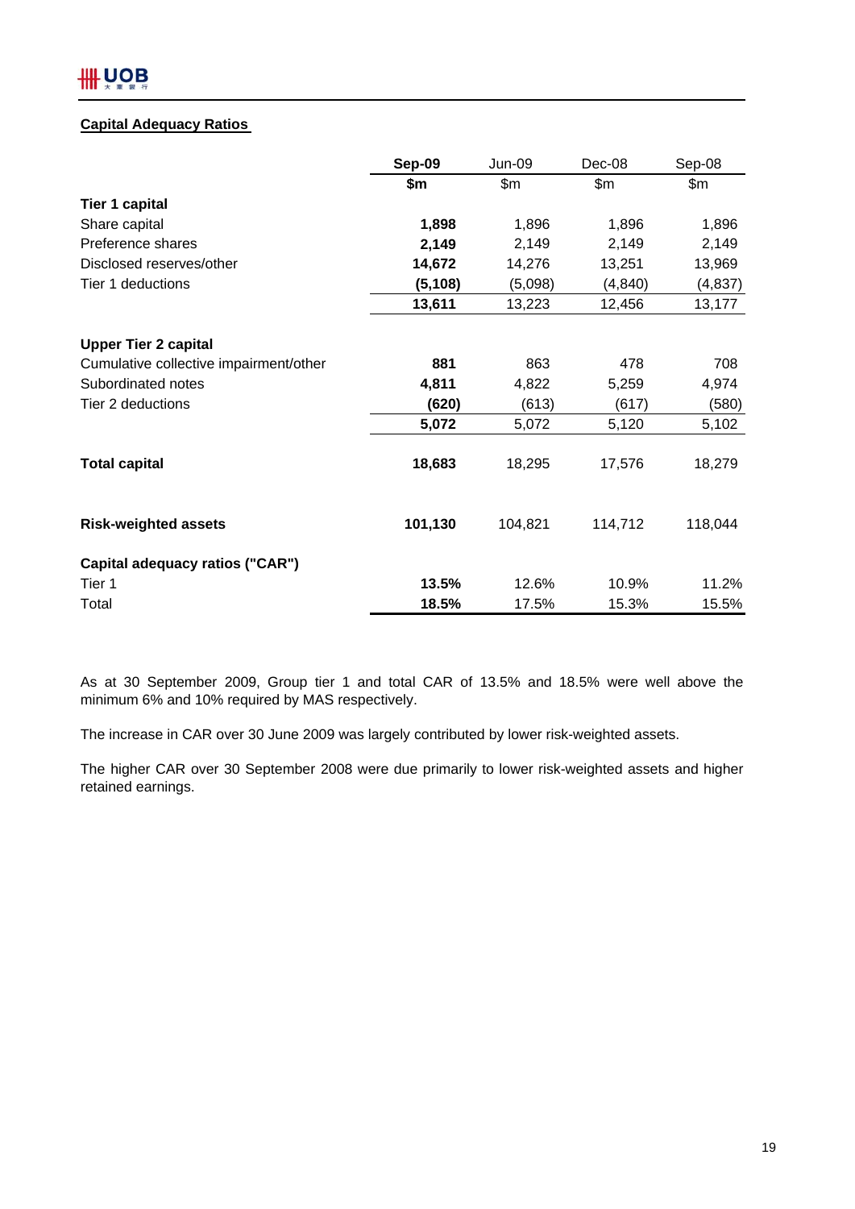## Capital Adequacy Ratios

| | **Sep-09** | Jun-09 | Dec-08 | Sep-08 |
|---|---|---|---|---|
| | **$m** | $m | $m | $m |
| **Tier 1 capital** | | | | |
| Share capital | **1,898** | 1,896 | 1,896 | 1,896 |
| Preference shares | **2,149** | 2,149 | 2,149 | 2,149 |
| Disclosed reserves/other | **14,672** | 14,276 | 13,251 | 13,969 |
| Tier 1 deductions | **(5,108)** | (5,098) | (4,840) | (4,837) |
| | **13,611** | 13,223 | 12,456 | 13,177 |
| **Upper Tier 2 capital** | | | | |
| Cumulative collective impairment/other | **881** | 863 | 478 | 708 |
| Subordinated notes | **4,811** | 4,822 | 5,259 | 4,974 |
| Tier 2 deductions | **(620)** | (613) | (617) | (580) |
| | **5,072** | 5,072 | 5,120 | 5,102 |
| **Total capital** | **18,683** | 18,295 | 17,576 | 18,279 |
| **Risk-weighted assets** | **101,130** | 104,821 | 114,712 | 118,044 |
| **Capital adequacy ratios ("CAR")** | | | | |
| Tier 1 | **13.5%** | 12.6% | 10.9% | 11.2% |
| Total | **18.5%** | 17.5% | 15.3% | 15.5% |

As at 30 September 2009, Group tier 1 and total CAR of 13.5% and 18.5% were well above the minimum 6% and 10% required by MAS respectively.

The increase in CAR over 30 June 2009 was largely contributed by lower risk-weighted assets.

The higher CAR over 30 September 2008 were due primarily to lower risk-weighted assets and higher retained earnings.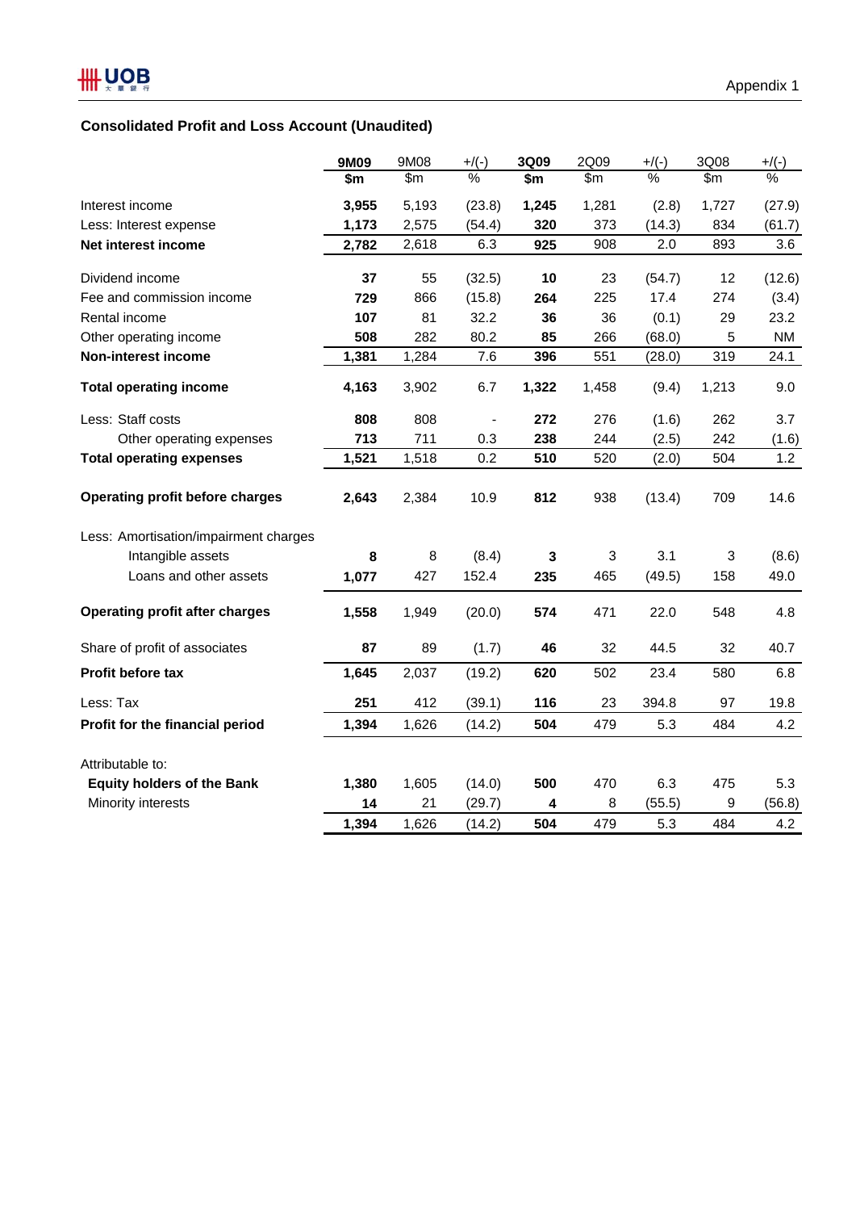Appendix 1

## Consolidated Profit and Loss Account (Unaudited)

| | **9M09** | 9M08 | +/(-) | **3Q09** | 2Q09 | +/(-) | 3Q08 | +/(-) |
|---|---|---|---|---|---|---|---|---|
| | **$m** | $m | % | **$m** | $m | % | $m | % |
| Interest income | **3,955** | 5,193 | (23.8) | **1,245** | 1,281 | (2.8) | 1,727 | (27.9) |
| Less: Interest expense | **1,173** | 2,575 | (54.4) | **320** | 373 | (14.3) | 834 | (61.7) |
| **Net interest income** | **2,782** | 2,618 | 6.3 | **925** | 908 | 2.0 | 893 | 3.6 |
| Dividend income | **37** | 55 | (32.5) | **10** | 23 | (54.7) | 12 | (12.6) |
| Fee and commission income | **729** | 866 | (15.8) | **264** | 225 | 17.4 | 274 | (3.4) |
| Rental income | **107** | 81 | 32.2 | **36** | 36 | (0.1) | 29 | 23.2 |
| Other operating income | **508** | 282 | 80.2 | **85** | 266 | (68.0) | 5 | NM |
| **Non-interest income** | **1,381** | 1,284 | 7.6 | **396** | 551 | (28.0) | 319 | 24.1 |
| **Total operating income** | **4,163** | 3,902 | 6.7 | **1,322** | 1,458 | (9.4) | 1,213 | 9.0 |
| Less: Staff costs | **808** | 808 | - | **272** | 276 | (1.6) | 262 | 3.7 |
| Other operating expenses | **713** | 711 | 0.3 | **238** | 244 | (2.5) | 242 | (1.6) |
| **Total operating expenses** | **1,521** | 1,518 | 0.2 | **510** | 520 | (2.0) | 504 | 1.2 |
| **Operating profit before charges** | **2,643** | 2,384 | 10.9 | **812** | 938 | (13.4) | 709 | 14.6 |
| Less: Amortisation/impairment charges | | | | | | | | |
| Intangible assets | **8** | 8 | (8.4) | **3** | 3 | 3.1 | 3 | (8.6) |
| Loans and other assets | **1,077** | 427 | 152.4 | **235** | 465 | (49.5) | 158 | 49.0 |
| **Operating profit after charges** | **1,558** | 1,949 | (20.0) | **574** | 471 | 22.0 | 548 | 4.8 |
| Share of profit of associates | **87** | 89 | (1.7) | **46** | 32 | 44.5 | 32 | 40.7 |
| **Profit before tax** | **1,645** | 2,037 | (19.2) | **620** | 502 | 23.4 | 580 | 6.8 |
| Less: Tax | **251** | 412 | (39.1) | **116** | 23 | 394.8 | 97 | 19.8 |
| **Profit for the financial period** | **1,394** | 1,626 | (14.2) | **504** | 479 | 5.3 | 484 | 4.2 |
| Attributable to: | | | | | | | | |
| **Equity holders of the Bank** | **1,380** | 1,605 | (14.0) | **500** | 470 | 6.3 | 475 | 5.3 |
| Minority interests | **14** | 21 | (29.7) | **4** | 8 | (55.5) | 9 | (56.8) |
| | **1,394** | 1,626 | (14.2) | **504** | 479 | 5.3 | 484 | 4.2 |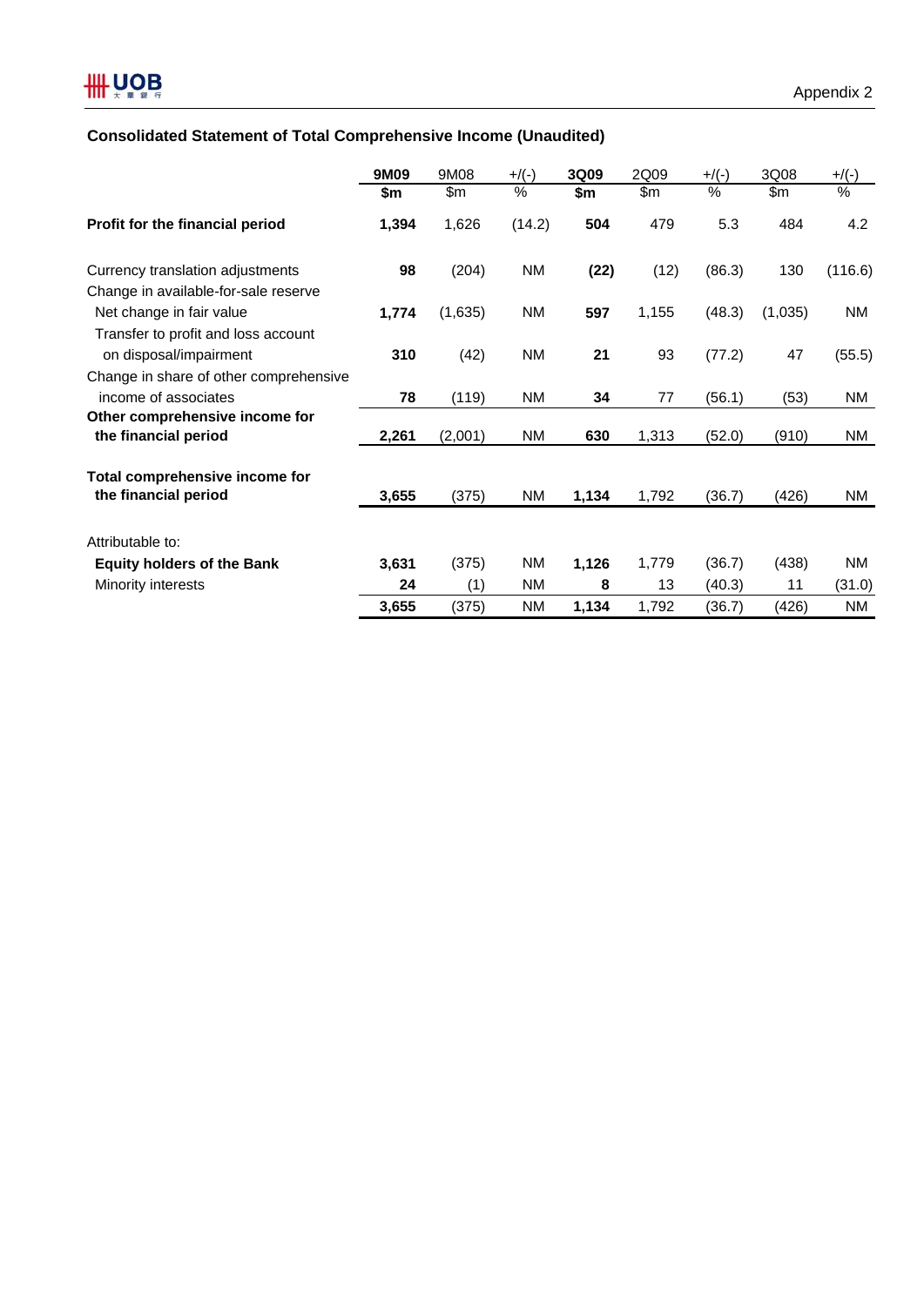Appendix 2

## Consolidated Statement of Total Comprehensive Income (Unaudited)

| | **9M09** | 9M08 | +/(-) | **3Q09** | 2Q09 | +/(-) | 3Q08 | +/(-) |
|---|---|---|---|---|---|---|---|---|
| | **$m** | $m | % | **$m** | $m | % | $m | % |
| **Profit for the financial period** | **1,394** | 1,626 | (14.2) | **504** | 479 | 5.3 | 484 | 4.2 |
| Currency translation adjustments | **98** | (204) | NM | **(22)** | (12) | (86.3) | 130 | (116.6) |
| Change in available-for-sale reserve | | | | | | | | |
| Net change in fair value | **1,774** | (1,635) | NM | **597** | 1,155 | (48.3) | (1,035) | NM |
| Transfer to profit and loss account on disposal/impairment | **310** | (42) | NM | **21** | 93 | (77.2) | 47 | (55.5) |
| Change in share of other comprehensive income of associates | **78** | (119) | NM | **34** | 77 | (56.1) | (53) | NM |
| **Other comprehensive income for the financial period** | **2,261** | (2,001) | NM | **630** | 1,313 | (52.0) | (910) | NM |
| **Total comprehensive income for the financial period** | **3,655** | (375) | NM | **1,134** | 1,792 | (36.7) | (426) | NM |
| Attributable to: | | | | | | | | |
| **Equity holders of the Bank** | **3,631** | (375) | NM | **1,126** | 1,779 | (36.7) | (438) | NM |
| Minority interests | **24** | (1) | NM | **8** | 13 | (40.3) | 11 | (31.0) |
| | **3,655** | (375) | NM | **1,134** | 1,792 | (36.7) | (426) | NM |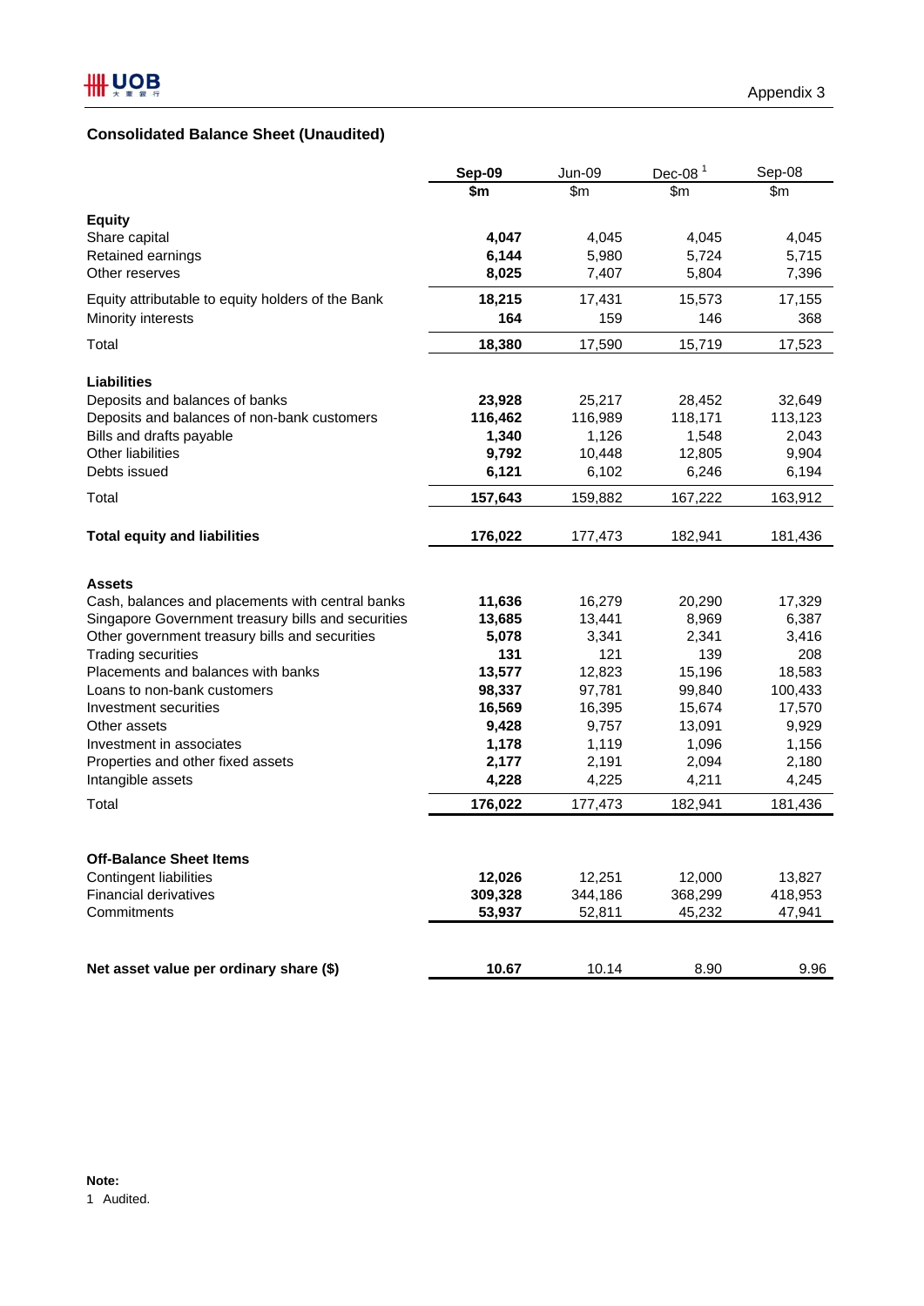Appendix 3

## Consolidated Balance Sheet (Unaudited)

| | **Sep-09** | Jun-09 | Dec-08 [1] | Sep-08 |
|---|---|---|---|---|
| | **$m** | $m | $m | $m |
| **Equity** | | | | |
| Share capital | **4,047** | 4,045 | 4,045 | 4,045 |
| Retained earnings | **6,144** | 5,980 | 5,724 | 5,715 |
| Other reserves | **8,025** | 7,407 | 5,804 | 7,396 |
| Equity attributable to equity holders of the Bank | **18,215** | 17,431 | 15,573 | 17,155 |
| Minority interests | **164** | 159 | 146 | 368 |
| Total | **18,380** | 17,590 | 15,719 | 17,523 |
| **Liabilities** | | | | |
| Deposits and balances of banks | **23,928** | 25,217 | 28,452 | 32,649 |
| Deposits and balances of non-bank customers | **116,462** | 116,989 | 118,171 | 113,123 |
| Bills and drafts payable | **1,340** | 1,126 | 1,548 | 2,043 |
| Other liabilities | **9,792** | 10,448 | 12,805 | 9,904 |
| Debts issued | **6,121** | 6,102 | 6,246 | 6,194 |
| Total | **157,643** | 159,882 | 167,222 | 163,912 |
| **Total equity and liabilities** | **176,022** | 177,473 | 182,941 | 181,436 |
| **Assets** | | | | |
| Cash, balances and placements with central banks | **11,636** | 16,279 | 20,290 | 17,329 |
| Singapore Government treasury bills and securities | **13,685** | 13,441 | 8,969 | 6,387 |
| Other government treasury bills and securities | **5,078** | 3,341 | 2,341 | 3,416 |
| Trading securities | **131** | 121 | 139 | 208 |
| Placements and balances with banks | **13,577** | 12,823 | 15,196 | 18,583 |
| Loans to non-bank customers | **98,337** | 97,781 | 99,840 | 100,433 |
| Investment securities | **16,569** | 16,395 | 15,674 | 17,570 |
| Other assets | **9,428** | 9,757 | 13,091 | 9,929 |
| Investment in associates | **1,178** | 1,119 | 1,096 | 1,156 |
| Properties and other fixed assets | **2,177** | 2,191 | 2,094 | 2,180 |
| Intangible assets | **4,228** | 4,225 | 4,211 | 4,245 |
| Total | **176,022** | 177,473 | 182,941 | 181,436 |
| **Off-Balance Sheet Items** | | | | |
| Contingent liabilities | **12,026** | 12,251 | 12,000 | 13,827 |
| Financial derivatives | **309,328** | 344,186 | 368,299 | 418,953 |
| Commitments | **53,937** | 52,811 | 45,232 | 47,941 |
| **Net asset value per ordinary share ($)** | **10.67** | 10.14 | 8.90 | 9.96 |

**Note:**

1 Audited.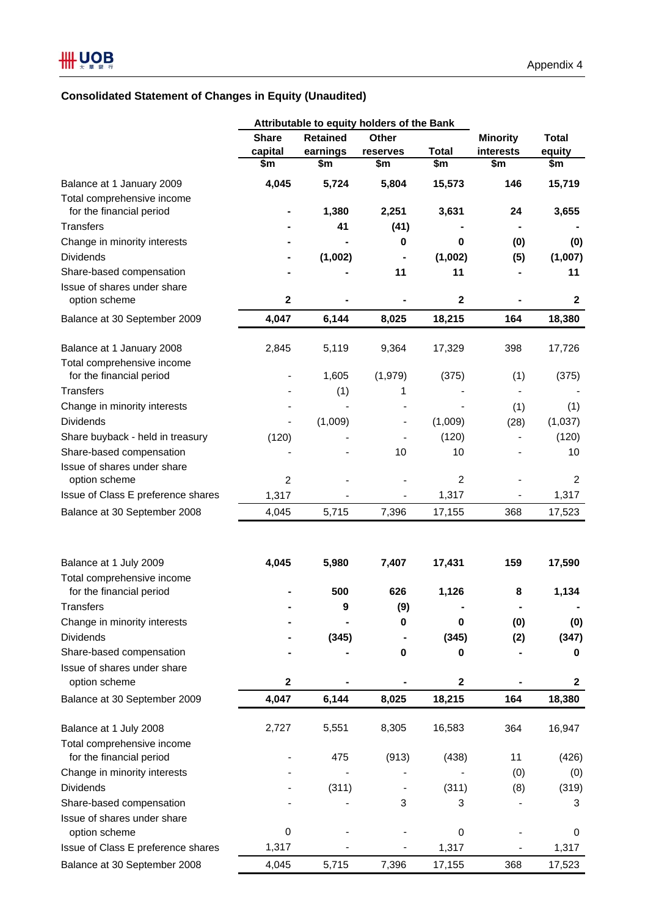## Consolidated Statement of Changes in Equity (Unaudited)

| | Attributable to equity holders of the Bank | | | | | |
|---|---|---|---|---|---|---|
| | Share capital | Retained earnings | Other reserves | Total | Minority interests | Total equity |
| | $m | $m | $m | $m | $m | $m |
| **Balance at 1 January 2009** | **4,045** | **5,724** | **5,804** | **15,573** | **146** | **15,719** |
| Total comprehensive income for the financial period | **-** | **1,380** | **2,251** | **3,631** | **24** | **3,655** |
| Transfers | **-** | **41** | **(41)** | **-** | **-** | **-** |
| Change in minority interests | **-** | **-** | **0** | **0** | **(0)** | **(0)** |
| Dividends | **-** | **(1,002)** | **-** | **(1,002)** | **(5)** | **(1,007)** |
| Share-based compensation | **-** | **-** | **11** | **11** | **-** | **11** |
| Issue of shares under share option scheme | **2** | **-** | **-** | **2** | **-** | **2** |
| **Balance at 30 September 2009** | **4,047** | **6,144** | **8,025** | **18,215** | **164** | **18,380** |
| | | | | | | |
| Balance at 1 January 2008 | 2,845 | 5,119 | 9,364 | 17,329 | 398 | 17,726 |
| Total comprehensive income for the financial period | - | 1,605 | (1,979) | (375) | (1) | (375) |
| Transfers | - | (1) | 1 | - | - | - |
| Change in minority interests | - | - | - | - | (1) | (1) |
| Dividends | - | (1,009) | - | (1,009) | (28) | (1,037) |
| Share buyback - held in treasury | (120) | - | - | (120) | - | (120) |
| Share-based compensation | - | - | 10 | 10 | - | 10 |
| Issue of shares under share option scheme | 2 | - | - | 2 | - | 2 |
| Issue of Class E preference shares | 1,317 | - | - | 1,317 | - | 1,317 |
| Balance at 30 September 2008 | 4,045 | 5,715 | 7,396 | 17,155 | 368 | 17,523 |
| | | | | | | |
| **Balance at 1 July 2009** | **4,045** | **5,980** | **7,407** | **17,431** | **159** | **17,590** |
| Total comprehensive income for the financial period | **-** | **500** | **626** | **1,126** | **8** | **1,134** |
| Transfers | **-** | **9** | **(9)** | **-** | **-** | **-** |
| Change in minority interests | **-** | **-** | **0** | **0** | **(0)** | **(0)** |
| Dividends | **-** | **(345)** | **-** | **(345)** | **(2)** | **(347)** |
| Share-based compensation | **-** | **-** | **0** | **0** | **-** | **0** |
| Issue of shares under share option scheme | **2** | **-** | **-** | **2** | **-** | **2** |
| **Balance at 30 September 2009** | **4,047** | **6,144** | **8,025** | **18,215** | **164** | **18,380** |
| | | | | | | |
| Balance at 1 July 2008 | 2,727 | 5,551 | 8,305 | 16,583 | 364 | 16,947 |
| Total comprehensive income for the financial period | - | 475 | (913) | (438) | 11 | (426) |
| Change in minority interests | - | - | - | - | (0) | (0) |
| Dividends | - | (311) | - | (311) | (8) | (319) |
| Share-based compensation | - | - | 3 | 3 | - | 3 |
| Issue of shares under share option scheme | 0 | - | - | 0 | - | 0 |
| Issue of Class E preference shares | 1,317 | - | - | 1,317 | - | 1,317 |
| Balance at 30 September 2008 | 4,045 | 5,715 | 7,396 | 17,155 | 368 | 17,523 |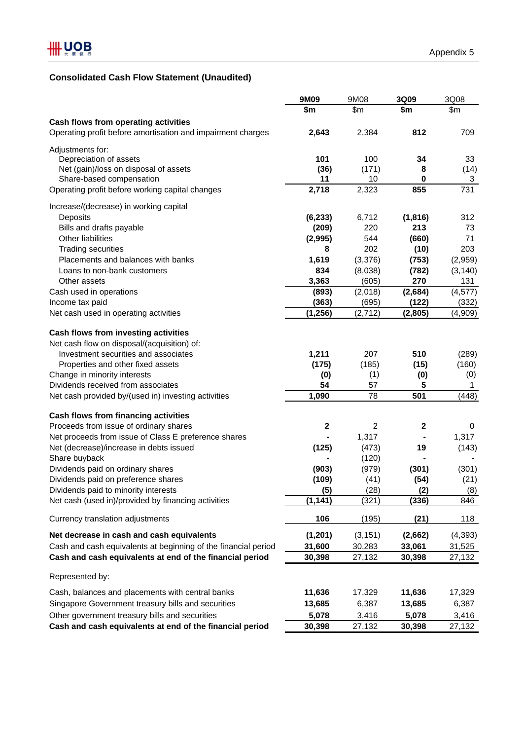Appendix 5

## Consolidated Cash Flow Statement (Unaudited)

| | **9M09** | 9M08 | **3Q09** | 3Q08 |
|---|---|---|---|---|
| | **$m** | $m | **$m** | $m |
| **Cash flows from operating activities** | | | | |
| Operating profit before amortisation and impairment charges | **2,643** | 2,384 | **812** | 709 |
| Adjustments for: | | | | |
| Depreciation of assets | **101** | 100 | **34** | 33 |
| Net (gain)/loss on disposal of assets | **(36)** | (171) | **8** | (14) |
| Share-based compensation | **11** | 10 | **0** | 3 |
| Operating profit before working capital changes | **2,718** | 2,323 | **855** | 731 |
| Increase/(decrease) in working capital | | | | |
| Deposits | **(6,233)** | 6,712 | **(1,816)** | 312 |
| Bills and drafts payable | **(209)** | 220 | **213** | 73 |
| Other liabilities | **(2,995)** | 544 | **(660)** | 71 |
| Trading securities | **8** | 202 | **(10)** | 203 |
| Placements and balances with banks | **1,619** | (3,376) | **(753)** | (2,959) |
| Loans to non-bank customers | **834** | (8,038) | **(782)** | (3,140) |
| Other assets | **3,363** | (605) | **270** | 131 |
| Cash used in operations | **(893)** | (2,018) | **(2,684)** | (4,577) |
| Income tax paid | **(363)** | (695) | **(122)** | (332) |
| Net cash used in operating activities | **(1,256)** | (2,712) | **(2,805)** | (4,909) |
| **Cash flows from investing activities** | | | | |
| Net cash flow on disposal/(acquisition) of: | | | | |
| Investment securities and associates | **1,211** | 207 | **510** | (289) |
| Properties and other fixed assets | **(175)** | (185) | **(15)** | (160) |
| Change in minority interests | **(0)** | (1) | **(0)** | (0) |
| Dividends received from associates | **54** | 57 | **5** | 1 |
| Net cash provided by/(used in) investing activities | **1,090** | 78 | **501** | (448) |
| **Cash flows from financing activities** | | | | |
| Proceeds from issue of ordinary shares | **2** | 2 | **2** | 0 |
| Net proceeds from issue of Class E preference shares | **-** | 1,317 | **-** | 1,317 |
| Net (decrease)/increase in debts issued | **(125)** | (473) | **19** | (143) |
| Share buyback | **-** | (120) | **-** | - |
| Dividends paid on ordinary shares | **(903)** | (979) | **(301)** | (301) |
| Dividends paid on preference shares | **(109)** | (41) | **(54)** | (21) |
| Dividends paid to minority interests | **(5)** | (28) | **(2)** | (8) |
| Net cash (used in)/provided by financing activities | **(1,141)** | (321) | **(336)** | 846 |
| Currency translation adjustments | **106** | (195) | **(21)** | 118 |
| **Net decrease in cash and cash equivalents** | **(1,201)** | (3,151) | **(2,662)** | (4,393) |
| Cash and cash equivalents at beginning of the financial period | **31,600** | 30,283 | **33,061** | 31,525 |
| **Cash and cash equivalents at end of the financial period** | **30,398** | 27,132 | **30,398** | 27,132 |
| Represented by: | | | | |
| Cash, balances and placements with central banks | **11,636** | 17,329 | **11,636** | 17,329 |
| Singapore Government treasury bills and securities | **13,685** | 6,387 | **13,685** | 6,387 |
| Other government treasury bills and securities | **5,078** | 3,416 | **5,078** | 3,416 |
| **Cash and cash equivalents at end of the financial period** | **30,398** | 27,132 | **30,398** | 27,132 |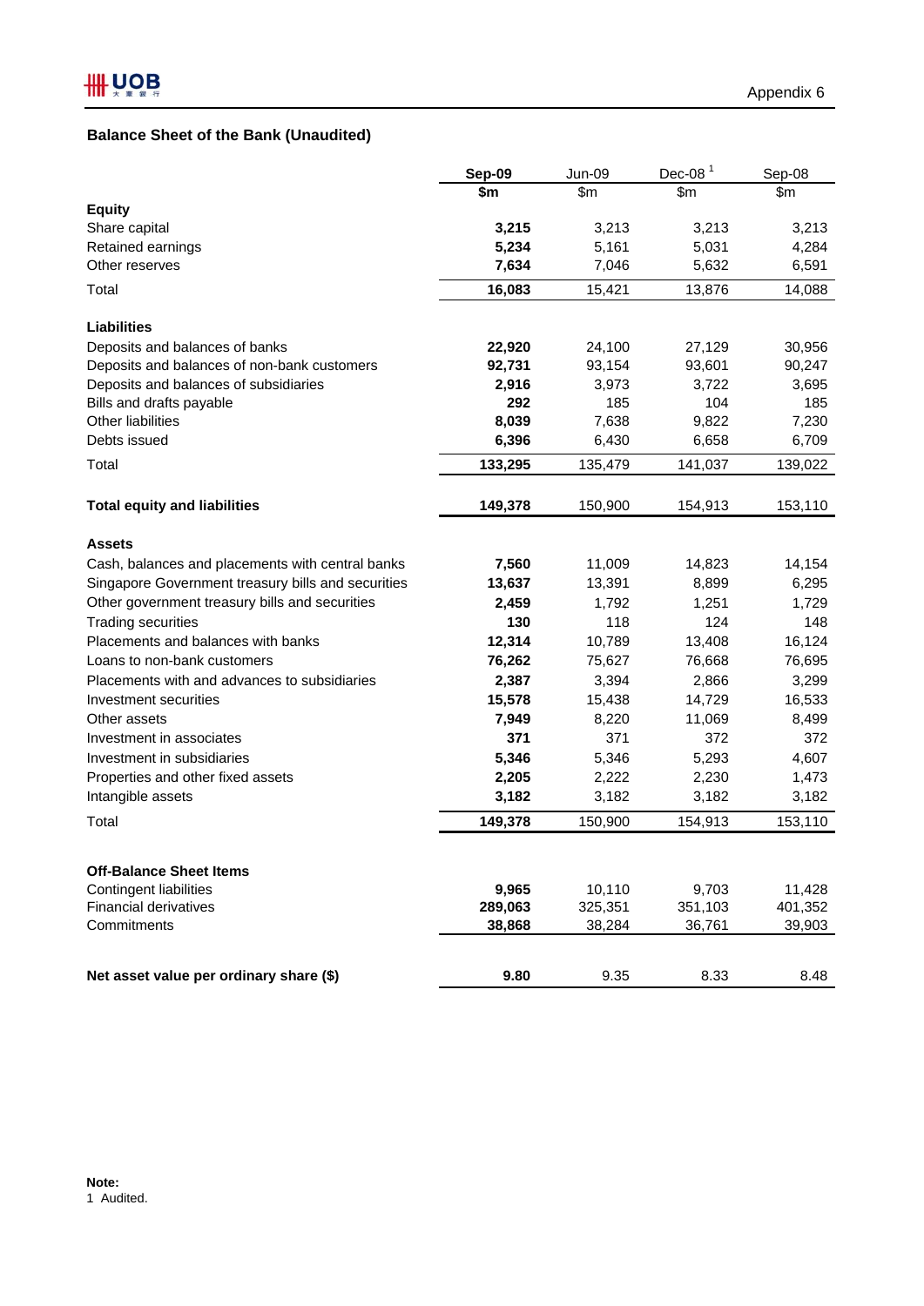Appendix 6

## Balance Sheet of the Bank (Unaudited)

| | Sep-09 | Jun-09 | Dec-08 [1] | Sep-08 |
|---|---|---|---|---|
| | $m | $m | $m | $m |
| **Equity** | | | | |
| Share capital | **3,215** | 3,213 | 3,213 | 3,213 |
| Retained earnings | **5,234** | 5,161 | 5,031 | 4,284 |
| Other reserves | **7,634** | 7,046 | 5,632 | 6,591 |
| Total | **16,083** | 15,421 | 13,876 | 14,088 |
| **Liabilities** | | | | |
| Deposits and balances of banks | **22,920** | 24,100 | 27,129 | 30,956 |
| Deposits and balances of non-bank customers | **92,731** | 93,154 | 93,601 | 90,247 |
| Deposits and balances of subsidiaries | **2,916** | 3,973 | 3,722 | 3,695 |
| Bills and drafts payable | **292** | 185 | 104 | 185 |
| Other liabilities | **8,039** | 7,638 | 9,822 | 7,230 |
| Debts issued | **6,396** | 6,430 | 6,658 | 6,709 |
| Total | **133,295** | 135,479 | 141,037 | 139,022 |
| **Total equity and liabilities** | **149,378** | 150,900 | 154,913 | 153,110 |
| **Assets** | | | | |
| Cash, balances and placements with central banks | **7,560** | 11,009 | 14,823 | 14,154 |
| Singapore Government treasury bills and securities | **13,637** | 13,391 | 8,899 | 6,295 |
| Other government treasury bills and securities | **2,459** | 1,792 | 1,251 | 1,729 |
| Trading securities | **130** | 118 | 124 | 148 |
| Placements and balances with banks | **12,314** | 10,789 | 13,408 | 16,124 |
| Loans to non-bank customers | **76,262** | 75,627 | 76,668 | 76,695 |
| Placements with and advances to subsidiaries | **2,387** | 3,394 | 2,866 | 3,299 |
| Investment securities | **15,578** | 15,438 | 14,729 | 16,533 |
| Other assets | **7,949** | 8,220 | 11,069 | 8,499 |
| Investment in associates | **371** | 371 | 372 | 372 |
| Investment in subsidiaries | **5,346** | 5,346 | 5,293 | 4,607 |
| Properties and other fixed assets | **2,205** | 2,222 | 2,230 | 1,473 |
| Intangible assets | **3,182** | 3,182 | 3,182 | 3,182 |
| Total | **149,378** | 150,900 | 154,913 | 153,110 |
| **Off-Balance Sheet Items** | | | | |
| Contingent liabilities | **9,965** | 10,110 | 9,703 | 11,428 |
| Financial derivatives | **289,063** | 325,351 | 351,103 | 401,352 |
| Commitments | **38,868** | 38,284 | 36,761 | 39,903 |
| **Net asset value per ordinary share ($)** | **9.80** | 9.35 | 8.33 | 8.48 |

**Note:**
1 Audited.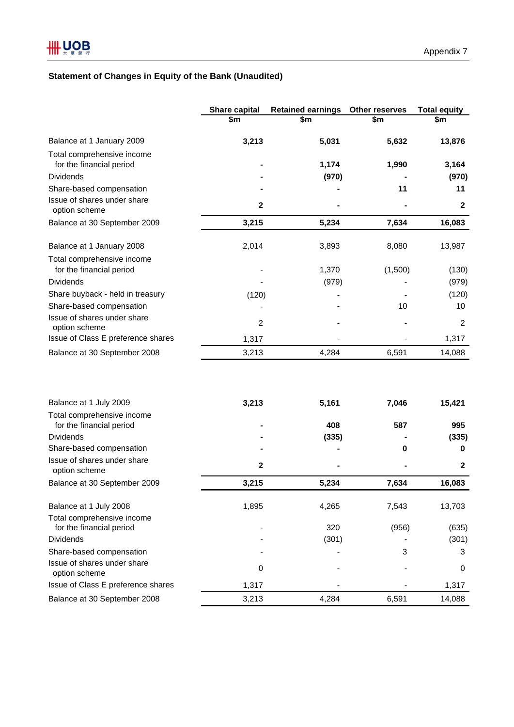Appendix 7

## Statement of Changes in Equity of the Bank (Unaudited)

| | Share capital | Retained earnings | Other reserves | Total equity |
|---|---|---|---|---|
| | $m | $m | $m | $m |
| Balance at 1 January 2009 | **3,213** | **5,031** | **5,632** | **13,876** |
| Total comprehensive income for the financial period | **-** | **1,174** | **1,990** | **3,164** |
| Dividends | **-** | **(970)** | **-** | **(970)** |
| Share-based compensation | **-** | **-** | **11** | **11** |
| Issue of shares under share option scheme | **2** | **-** | **-** | **2** |
| Balance at 30 September 2009 | **3,215** | **5,234** | **7,634** | **16,083** |
| | | | | |
| Balance at 1 January 2008 | 2,014 | 3,893 | 8,080 | 13,987 |
| Total comprehensive income for the financial period | - | 1,370 | (1,500) | (130) |
| Dividends | - | (979) | - | (979) |
| Share buyback - held in treasury | (120) | - | - | (120) |
| Share-based compensation | - | - | 10 | 10 |
| Issue of shares under share option scheme | 2 | - | - | 2 |
| Issue of Class E preference shares | 1,317 | - | - | 1,317 |
| Balance at 30 September 2008 | 3,213 | 4,284 | 6,591 | 14,088 |
| | | | | |
| Balance at 1 July 2009 | **3,213** | **5,161** | **7,046** | **15,421** |
| Total comprehensive income for the financial period | **-** | **408** | **587** | **995** |
| Dividends | **-** | **(335)** | **-** | **(335)** |
| Share-based compensation | **-** | **-** | **0** | **0** |
| Issue of shares under share option scheme | **2** | **-** | **-** | **2** |
| Balance at 30 September 2009 | **3,215** | **5,234** | **7,634** | **16,083** |
| | | | | |
| Balance at 1 July 2008 | 1,895 | 4,265 | 7,543 | 13,703 |
| Total comprehensive income for the financial period | - | 320 | (956) | (635) |
| Dividends | - | (301) | - | (301) |
| Share-based compensation | - | - | 3 | 3 |
| Issue of shares under share option scheme | 0 | - | - | 0 |
| Issue of Class E preference shares | 1,317 | - | - | 1,317 |
| Balance at 30 September 2008 | 3,213 | 4,284 | 6,591 | 14,088 |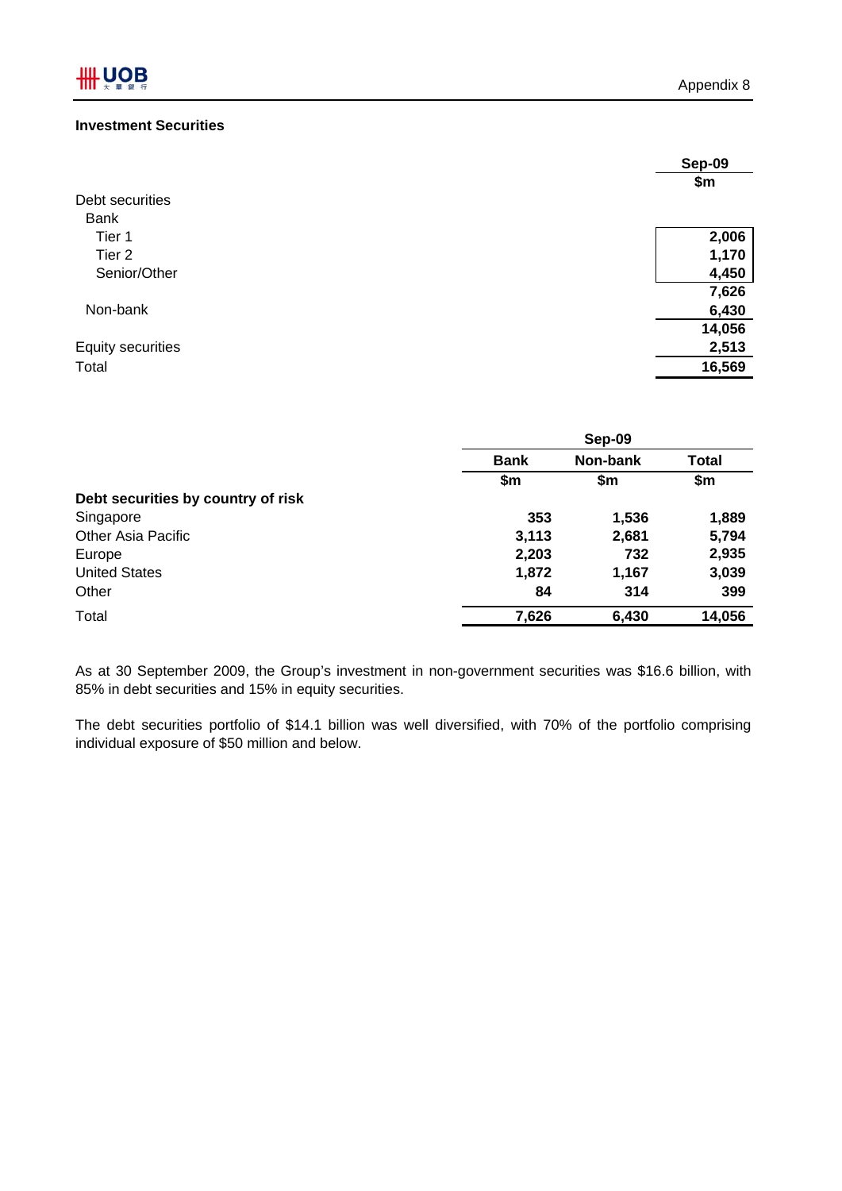Appendix 8

## Investment Securities

| | Sep-09 |
|---|---|
| | $m |
| Debt securities | |
| Bank | |
| Tier 1 | 2,006 |
| Tier 2 | 1,170 |
| Senior/Other | 4,450 |
| | 7,626 |
| Non-bank | 6,430 |
| | 14,056 |
| Equity securities | 2,513 |
| Total | 16,569 |

| | Sep-09 | | |
|---|---|---|---|
| | Bank | Non-bank | Total |
| | $m | $m | $m |
| **Debt securities by country of risk** | | | |
| Singapore | 353 | 1,536 | 1,889 |
| Other Asia Pacific | 3,113 | 2,681 | 5,794 |
| Europe | 2,203 | 732 | 2,935 |
| United States | 1,872 | 1,167 | 3,039 |
| Other | 84 | 314 | 399 |
| Total | 7,626 | 6,430 | 14,056 |

As at 30 September 2009, the Group's investment in non-government securities was $16.6 billion, with 85% in debt securities and 15% in equity securities.

The debt securities portfolio of $14.1 billion was well diversified, with 70% of the portfolio comprising individual exposure of $50 million and below.